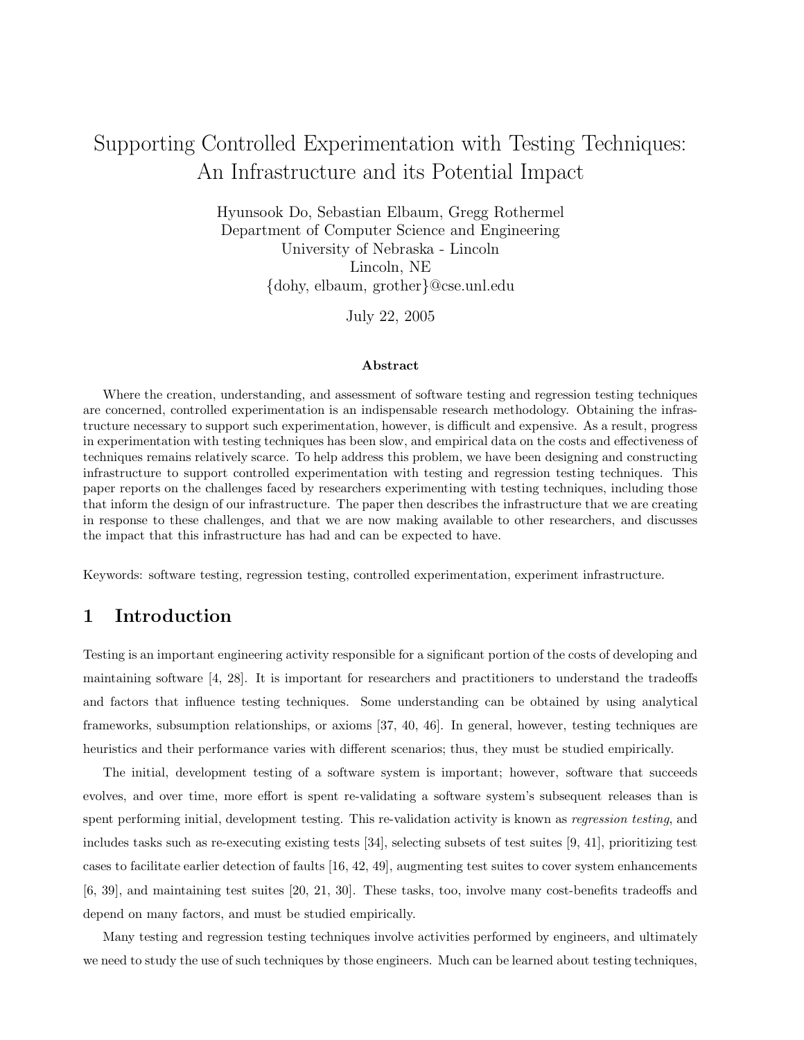# Supporting Controlled Experimentation with Testing Techniques: An Infrastructure and its Potential Impact

Hyunsook Do, Sebastian Elbaum, Gregg Rothermel
Department of Computer Science and Engineering
University of Nebraska - Lincoln
Lincoln, NE
{dohy, elbaum, grother}@cse.unl.edu

July 22, 2005

**Abstract**

Where the creation, understanding, and assessment of software testing and regression testing techniques are concerned, controlled experimentation is an indispensable research methodology. Obtaining the infrastructure necessary to support such experimentation, however, is difficult and expensive. As a result, progress in experimentation with testing techniques has been slow, and empirical data on the costs and effectiveness of techniques remains relatively scarce. To help address this problem, we have been designing and constructing infrastructure to support controlled experimentation with testing and regression testing techniques. This paper reports on the challenges faced by researchers experimenting with testing techniques, including those that inform the design of our infrastructure. The paper then describes the infrastructure that we are creating in response to these challenges, and that we are now making available to other researchers, and discusses the impact that this infrastructure has had and can be expected to have.

Keywords: software testing, regression testing, controlled experimentation, experiment infrastructure.

## 1 Introduction

Testing is an important engineering activity responsible for a significant portion of the costs of developing and maintaining software [4, 28]. It is important for researchers and practitioners to understand the tradeoffs and factors that influence testing techniques. Some understanding can be obtained by using analytical frameworks, subsumption relationships, or axioms [37, 40, 46]. In general, however, testing techniques are heuristics and their performance varies with different scenarios; thus, they must be studied empirically.

The initial, development testing of a software system is important; however, software that succeeds evolves, and over time, more effort is spent re-validating a software system's subsequent releases than is spent performing initial, development testing. This re-validation activity is known as *regression testing*, and includes tasks such as re-executing existing tests [34], selecting subsets of test suites [9, 41], prioritizing test cases to facilitate earlier detection of faults [16, 42, 49], augmenting test suites to cover system enhancements [6, 39], and maintaining test suites [20, 21, 30]. These tasks, too, involve many cost-benefits tradeoffs and depend on many factors, and must be studied empirically.

Many testing and regression testing techniques involve activities performed by engineers, and ultimately we need to study the use of such techniques by those engineers. Much can be learned about testing techniques,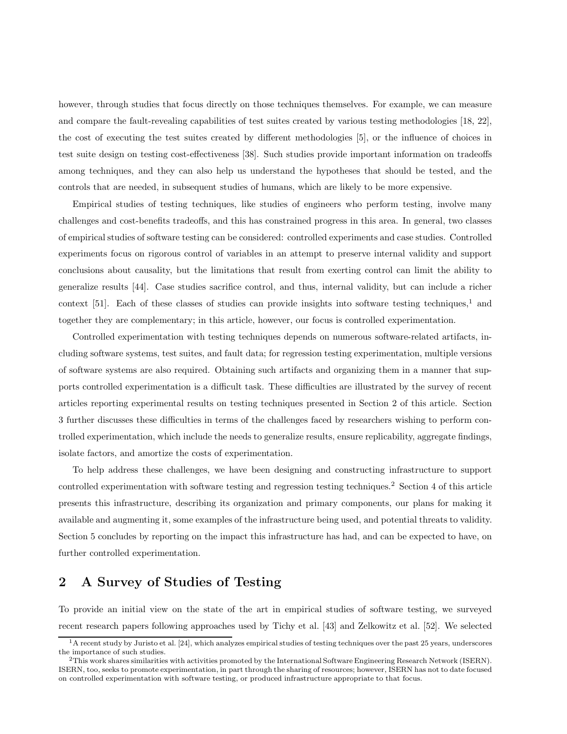however, through studies that focus directly on those techniques themselves. For example, we can measure and compare the fault-revealing capabilities of test suites created by various testing methodologies [18, 22], the cost of executing the test suites created by different methodologies [5], or the influence of choices in test suite design on testing cost-effectiveness [38]. Such studies provide important information on tradeoffs among techniques, and they can also help us understand the hypotheses that should be tested, and the controls that are needed, in subsequent studies of humans, which are likely to be more expensive.

Empirical studies of testing techniques, like studies of engineers who perform testing, involve many challenges and cost-benefits tradeoffs, and this has constrained progress in this area. In general, two classes of empirical studies of software testing can be considered: controlled experiments and case studies. Controlled experiments focus on rigorous control of variables in an attempt to preserve internal validity and support conclusions about causality, but the limitations that result from exerting control can limit the ability to generalize results [44]. Case studies sacrifice control, and thus, internal validity, but can include a richer context [51]. Each of these classes of studies can provide insights into software testing techniques,[1] and together they are complementary; in this article, however, our focus is controlled experimentation.

Controlled experimentation with testing techniques depends on numerous software-related artifacts, including software systems, test suites, and fault data; for regression testing experimentation, multiple versions of software systems are also required. Obtaining such artifacts and organizing them in a manner that supports controlled experimentation is a difficult task. These difficulties are illustrated by the survey of recent articles reporting experimental results on testing techniques presented in Section 2 of this article. Section 3 further discusses these difficulties in terms of the challenges faced by researchers wishing to perform controlled experimentation, which include the needs to generalize results, ensure replicability, aggregate findings, isolate factors, and amortize the costs of experimentation.

To help address these challenges, we have been designing and constructing infrastructure to support controlled experimentation with software testing and regression testing techniques.[2] Section 4 of this article presents this infrastructure, describing its organization and primary components, our plans for making it available and augmenting it, some examples of the infrastructure being used, and potential threats to validity. Section 5 concludes by reporting on the impact this infrastructure has had, and can be expected to have, on further controlled experimentation.

## 2 A Survey of Studies of Testing

To provide an initial view on the state of the art in empirical studies of software testing, we surveyed recent research papers following approaches used by Tichy et al. [43] and Zelkowitz et al. [52]. We selected

[1] A recent study by Juristo et al. [24], which analyzes empirical studies of testing techniques over the past 25 years, underscores the importance of such studies.

[2] This work shares similarities with activities promoted by the International Software Engineering Research Network (ISERN). ISERN, too, seeks to promote experimentation, in part through the sharing of resources; however, ISERN has not to date focused on controlled experimentation with software testing, or produced infrastructure appropriate to that focus.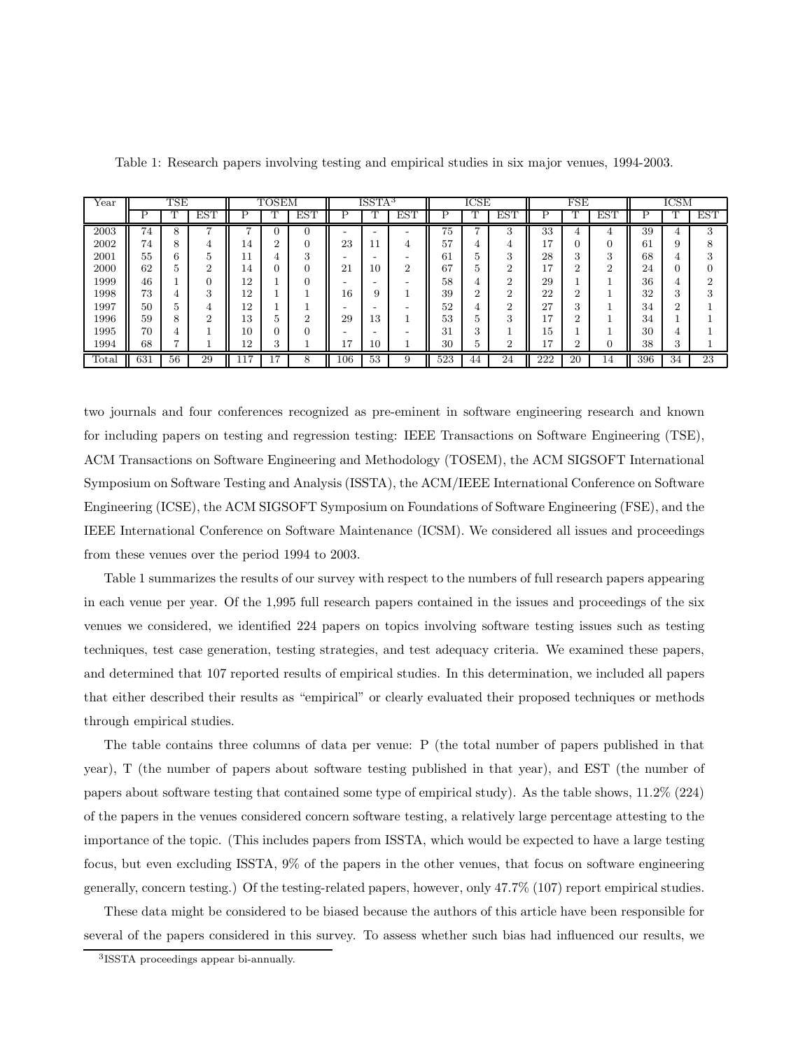Table 1: Research papers involving testing and empirical studies in six major venues, 1994-2003.

| Year | TSE | | | TOSEM | | | ISSTA[3] | | | ICSE | | | FSE | | | ICSM | | |
|---|---|---|---|---|---|---|---|---|---|---|---|---|---|---|---|---|---|---|
| | P | T | EST | P | T | EST | P | T | EST | P | T | EST | P | T | EST | P | T | EST |
| 2003 | 74 | 8 | 7 | 7 | 0 | 0 | - | - | - | 75 | 7 | 3 | 33 | 4 | 4 | 39 | 4 | 3 |
| 2002 | 74 | 8 | 4 | 14 | 2 | 0 | 23 | 11 | 4 | 57 | 4 | 4 | 17 | 0 | 0 | 61 | 9 | 8 |
| 2001 | 55 | 6 | 5 | 11 | 4 | 3 | - | - | - | 61 | 5 | 3 | 28 | 3 | 3 | 68 | 4 | 3 |
| 2000 | 62 | 5 | 2 | 14 | 0 | 0 | 21 | 10 | 2 | 67 | 5 | 2 | 17 | 2 | 2 | 24 | 0 | 0 |
| 1999 | 46 | 1 | 0 | 12 | 1 | 0 | - | - | - | 58 | 4 | 2 | 29 | 1 | 1 | 36 | 4 | 2 |
| 1998 | 73 | 4 | 3 | 12 | 1 | 1 | 16 | 9 | 1 | 39 | 2 | 2 | 22 | 2 | 1 | 32 | 3 | 3 |
| 1997 | 50 | 5 | 4 | 12 | 1 | 1 | - | - | - | 52 | 4 | 2 | 27 | 3 | 1 | 34 | 2 | 1 |
| 1996 | 59 | 8 | 2 | 13 | 5 | 2 | 29 | 13 | 1 | 53 | 5 | 3 | 17 | 2 | 1 | 34 | 1 | 1 |
| 1995 | 70 | 4 | 1 | 10 | 0 | 0 | - | - | - | 31 | 3 | 1 | 15 | 1 | 1 | 30 | 4 | 1 |
| 1994 | 68 | 7 | 1 | 12 | 3 | 1 | 17 | 10 | 1 | 30 | 5 | 2 | 17 | 2 | 0 | 38 | 3 | 1 |
| Total | 631 | 56 | 29 | 117 | 17 | 8 | 106 | 53 | 9 | 523 | 44 | 24 | 222 | 20 | 14 | 396 | 34 | 23 |

two journals and four conferences recognized as pre-eminent in software engineering research and known for including papers on testing and regression testing: IEEE Transactions on Software Engineering (TSE), ACM Transactions on Software Engineering and Methodology (TOSEM), the ACM SIGSOFT International Symposium on Software Testing and Analysis (ISSTA), the ACM/IEEE International Conference on Software Engineering (ICSE), the ACM SIGSOFT Symposium on Foundations of Software Engineering (FSE), and the IEEE International Conference on Software Maintenance (ICSM). We considered all issues and proceedings from these venues over the period 1994 to 2003.

Table 1 summarizes the results of our survey with respect to the numbers of full research papers appearing in each venue per year. Of the 1,995 full research papers contained in the issues and proceedings of the six venues we considered, we identified 224 papers on topics involving software testing issues such as testing techniques, test case generation, testing strategies, and test adequacy criteria. We examined these papers, and determined that 107 reported results of empirical studies. In this determination, we included all papers that either described their results as "empirical" or clearly evaluated their proposed techniques or methods through empirical studies.

The table contains three columns of data per venue: P (the total number of papers published in that year), T (the number of papers about software testing published in that year), and EST (the number of papers about software testing that contained some type of empirical study). As the table shows, 11.2% (224) of the papers in the venues considered concern software testing, a relatively large percentage attesting to the importance of the topic. (This includes papers from ISSTA, which would be expected to have a large testing focus, but even excluding ISSTA, 9% of the papers in the other venues, that focus on software engineering generally, concern testing.) Of the testing-related papers, however, only 47.7% (107) report empirical studies.

These data might be considered to be biased because the authors of this article have been responsible for several of the papers considered in this survey. To assess whether such bias had influenced our results, we

[3]ISSTA proceedings appear bi-annually.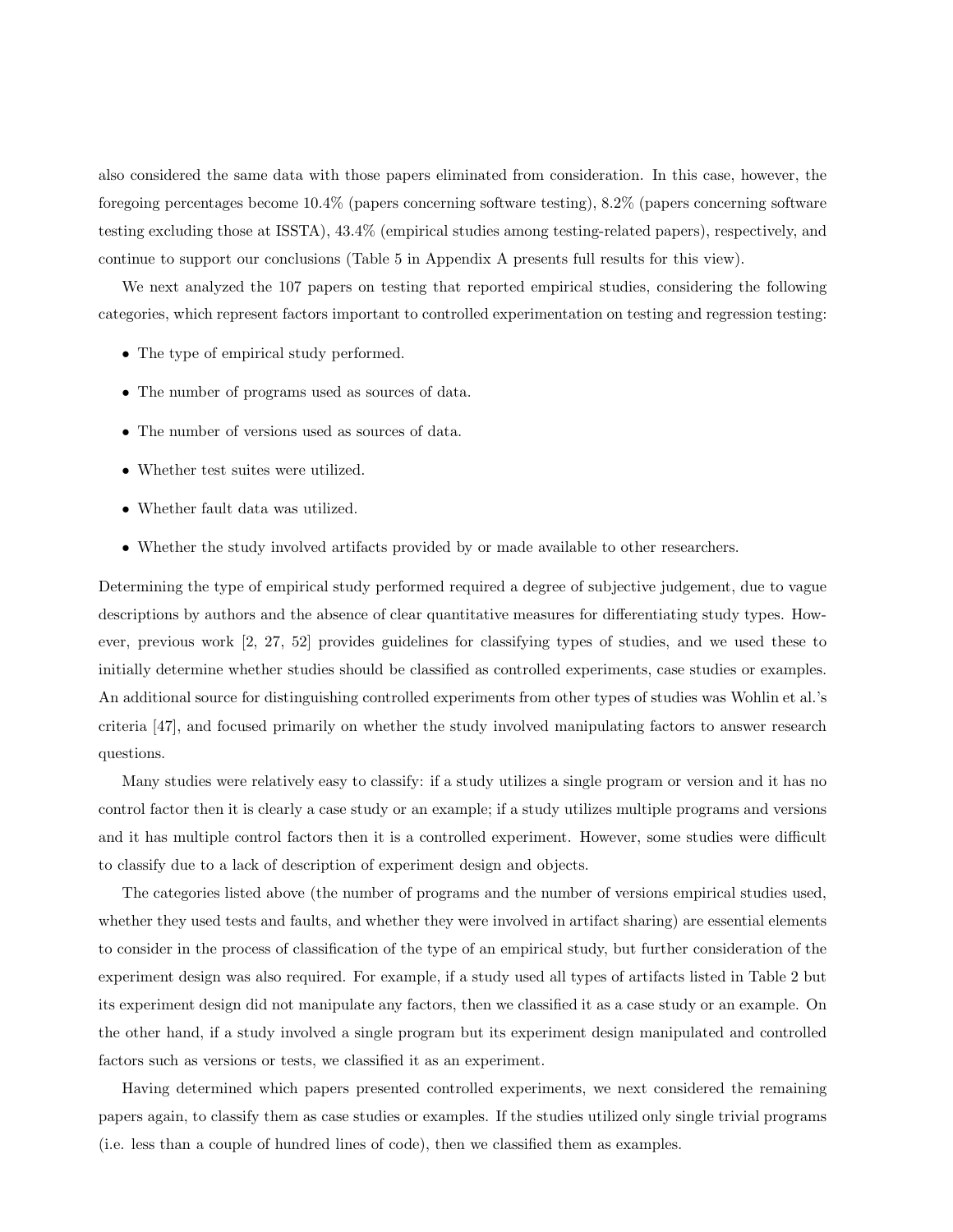also considered the same data with those papers eliminated from consideration. In this case, however, the foregoing percentages become 10.4% (papers concerning software testing), 8.2% (papers concerning software testing excluding those at ISSTA), 43.4% (empirical studies among testing-related papers), respectively, and continue to support our conclusions (Table 5 in Appendix A presents full results for this view).

We next analyzed the 107 papers on testing that reported empirical studies, considering the following categories, which represent factors important to controlled experimentation on testing and regression testing:

- The type of empirical study performed.
- The number of programs used as sources of data.
- The number of versions used as sources of data.
- Whether test suites were utilized.
- Whether fault data was utilized.
- Whether the study involved artifacts provided by or made available to other researchers.

Determining the type of empirical study performed required a degree of subjective judgement, due to vague descriptions by authors and the absence of clear quantitative measures for differentiating study types. However, previous work [2, 27, 52] provides guidelines for classifying types of studies, and we used these to initially determine whether studies should be classified as controlled experiments, case studies or examples. An additional source for distinguishing controlled experiments from other types of studies was Wohlin et al.'s criteria [47], and focused primarily on whether the study involved manipulating factors to answer research questions.

Many studies were relatively easy to classify: if a study utilizes a single program or version and it has no control factor then it is clearly a case study or an example; if a study utilizes multiple programs and versions and it has multiple control factors then it is a controlled experiment. However, some studies were difficult to classify due to a lack of description of experiment design and objects.

The categories listed above (the number of programs and the number of versions empirical studies used, whether they used tests and faults, and whether they were involved in artifact sharing) are essential elements to consider in the process of classification of the type of an empirical study, but further consideration of the experiment design was also required. For example, if a study used all types of artifacts listed in Table 2 but its experiment design did not manipulate any factors, then we classified it as a case study or an example. On the other hand, if a study involved a single program but its experiment design manipulated and controlled factors such as versions or tests, we classified it as an experiment.

Having determined which papers presented controlled experiments, we next considered the remaining papers again, to classify them as case studies or examples. If the studies utilized only single trivial programs (i.e. less than a couple of hundred lines of code), then we classified them as examples.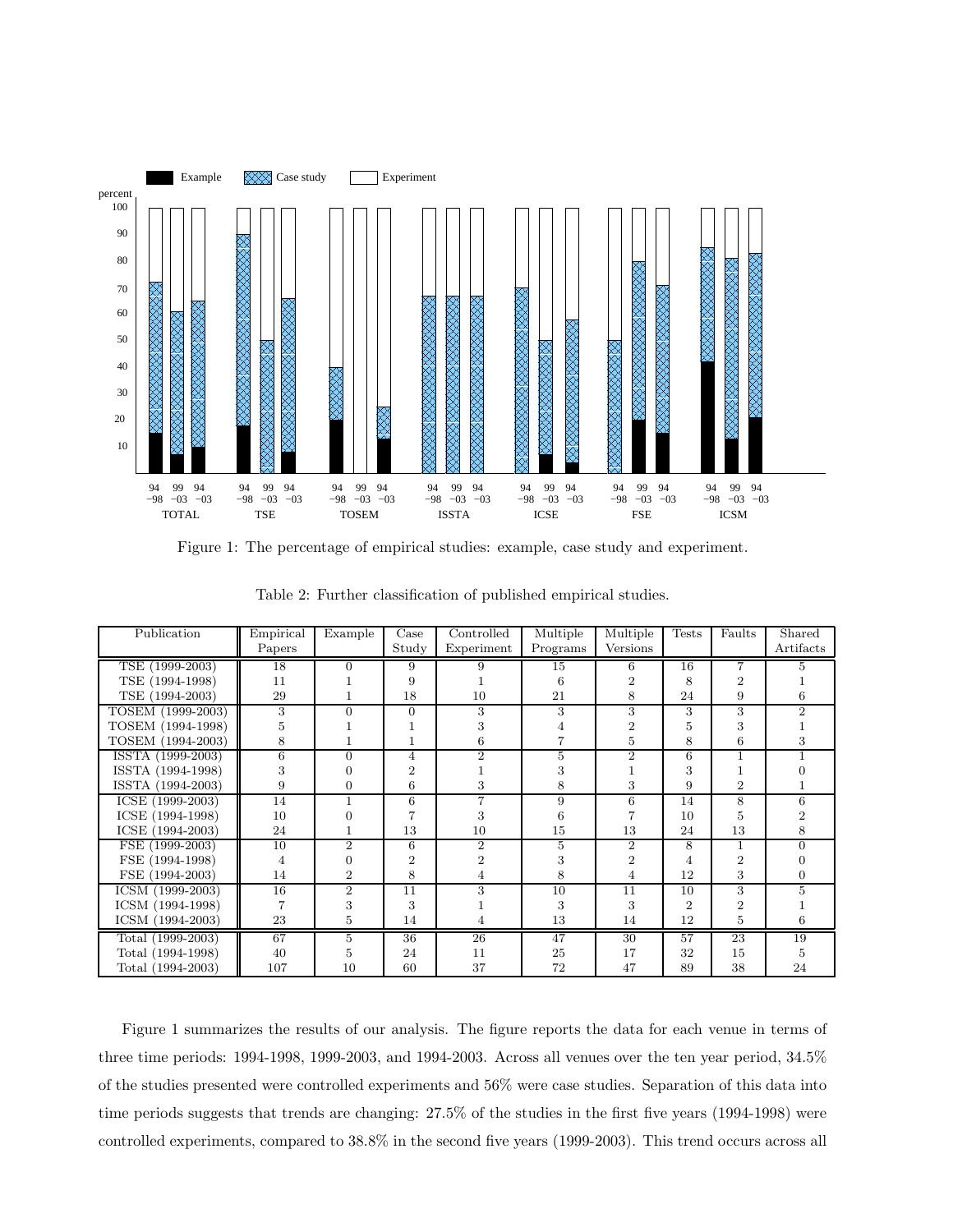Figure 1: The percentage of empirical studies: example, case study and experiment.

Table 2: Further classification of published empirical studies.

| Publication | Empirical Papers | Example | Case Study | Controlled Experiment | Multiple Programs | Multiple Versions | Tests | Faults | Shared Artifacts |
|---|---|---|---|---|---|---|---|---|---|
| TSE (1999-2003) | 18 | 0 | 9 | 9 | 15 | 6 | 16 | 7 | 5 |
| TSE (1994-1998) | 11 | 1 | 9 | 1 | 6 | 2 | 8 | 2 | 1 |
| TSE (1994-2003) | 29 | 1 | 18 | 10 | 21 | 8 | 24 | 9 | 6 |
| TOSEM (1999-2003) | 3 | 0 | 0 | 3 | 3 | 3 | 3 | 3 | 2 |
| TOSEM (1994-1998) | 5 | 1 | 1 | 3 | 4 | 2 | 5 | 3 | 1 |
| TOSEM (1994-2003) | 8 | 1 | 1 | 6 | 7 | 5 | 8 | 6 | 3 |
| ISSTA (1999-2003) | 6 | 0 | 4 | 2 | 5 | 2 | 6 | 1 | 1 |
| ISSTA (1994-1998) | 3 | 0 | 2 | 1 | 3 | 1 | 3 | 1 | 0 |
| ISSTA (1994-2003) | 9 | 0 | 6 | 3 | 8 | 3 | 9 | 2 | 1 |
| ICSE (1999-2003) | 14 | 1 | 6 | 7 | 9 | 6 | 14 | 8 | 6 |
| ICSE (1994-1998) | 10 | 0 | 7 | 3 | 6 | 7 | 10 | 5 | 2 |
| ICSE (1994-2003) | 24 | 1 | 13 | 10 | 15 | 13 | 24 | 13 | 8 |
| FSE (1999-2003) | 10 | 2 | 6 | 2 | 5 | 2 | 8 | 1 | 0 |
| FSE (1994-1998) | 4 | 0 | 2 | 2 | 3 | 2 | 4 | 2 | 0 |
| FSE (1994-2003) | 14 | 2 | 8 | 4 | 8 | 4 | 12 | 3 | 0 |
| ICSM (1999-2003) | 16 | 2 | 11 | 3 | 10 | 11 | 10 | 3 | 5 |
| ICSM (1994-1998) | 7 | 3 | 3 | 1 | 3 | 3 | 2 | 2 | 1 |
| ICSM (1994-2003) | 23 | 5 | 14 | 4 | 13 | 14 | 12 | 5 | 6 |
| Total (1999-2003) | 67 | 5 | 36 | 26 | 47 | 30 | 57 | 23 | 19 |
| Total (1994-1998) | 40 | 5 | 24 | 11 | 25 | 17 | 32 | 15 | 5 |
| Total (1994-2003) | 107 | 10 | 60 | 37 | 72 | 47 | 89 | 38 | 24 |

Figure 1 summarizes the results of our analysis. The figure reports the data for each venue in terms of three time periods: 1994-1998, 1999-2003, and 1994-2003. Across all venues over the ten year period, 34.5% of the studies presented were controlled experiments and 56% were case studies. Separation of this data into time periods suggests that trends are changing: 27.5% of the studies in the first five years (1994-1998) were controlled experiments, compared to 38.8% in the second five years (1999-2003). This trend occurs across all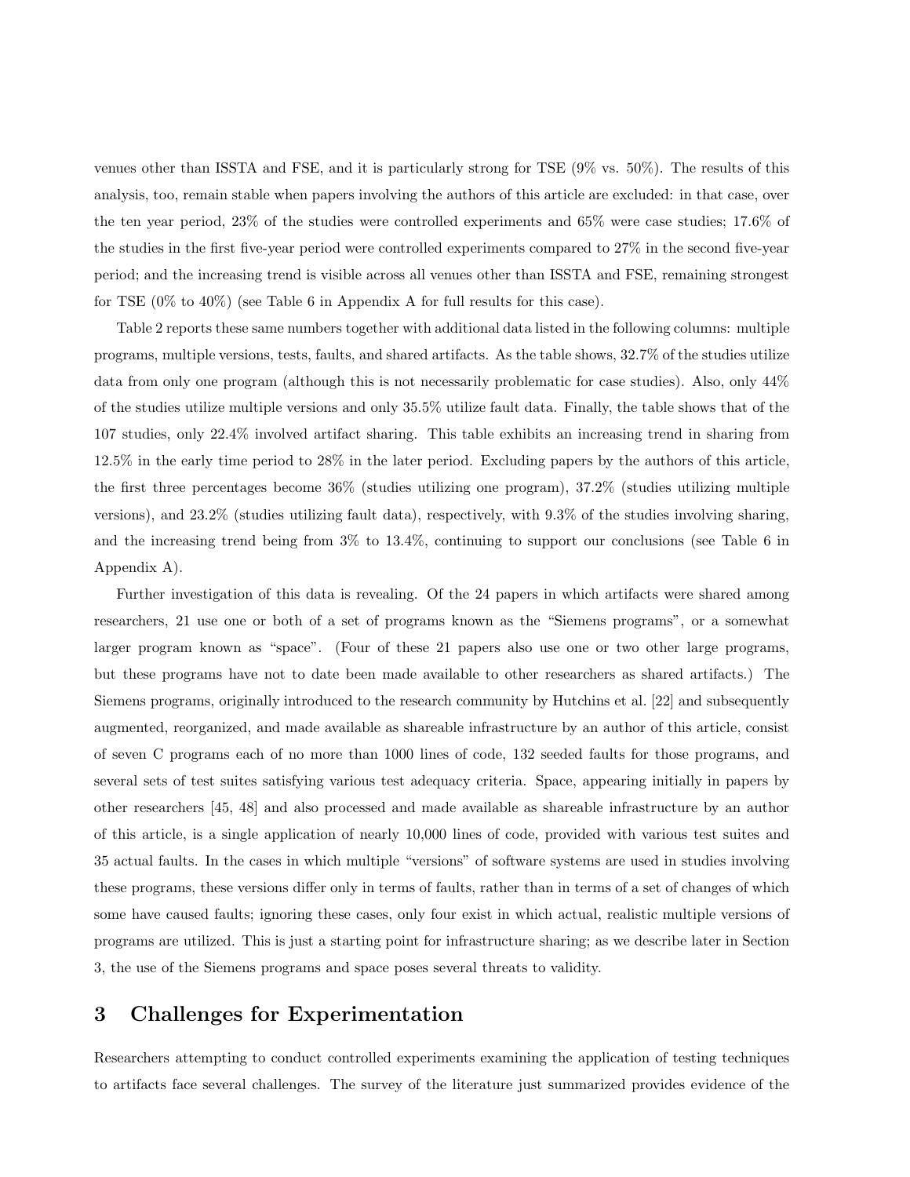venues other than ISSTA and FSE, and it is particularly strong for TSE (9% vs. 50%). The results of this analysis, too, remain stable when papers involving the authors of this article are excluded: in that case, over the ten year period, 23% of the studies were controlled experiments and 65% were case studies; 17.6% of the studies in the first five-year period were controlled experiments compared to 27% in the second five-year period; and the increasing trend is visible across all venues other than ISSTA and FSE, remaining strongest for TSE (0% to 40%) (see Table 6 in Appendix A for full results for this case).

Table 2 reports these same numbers together with additional data listed in the following columns: multiple programs, multiple versions, tests, faults, and shared artifacts. As the table shows, 32.7% of the studies utilize data from only one program (although this is not necessarily problematic for case studies). Also, only 44% of the studies utilize multiple versions and only 35.5% utilize fault data. Finally, the table shows that of the 107 studies, only 22.4% involved artifact sharing. This table exhibits an increasing trend in sharing from 12.5% in the early time period to 28% in the later period. Excluding papers by the authors of this article, the first three percentages become 36% (studies utilizing one program), 37.2% (studies utilizing multiple versions), and 23.2% (studies utilizing fault data), respectively, with 9.3% of the studies involving sharing, and the increasing trend being from 3% to 13.4%, continuing to support our conclusions (see Table 6 in Appendix A).

Further investigation of this data is revealing. Of the 24 papers in which artifacts were shared among researchers, 21 use one or both of a set of programs known as the "Siemens programs", or a somewhat larger program known as "space". (Four of these 21 papers also use one or two other large programs, but these programs have not to date been made available to other researchers as shared artifacts.) The Siemens programs, originally introduced to the research community by Hutchins et al. [22] and subsequently augmented, reorganized, and made available as shareable infrastructure by an author of this article, consist of seven C programs each of no more than 1000 lines of code, 132 seeded faults for those programs, and several sets of test suites satisfying various test adequacy criteria. Space, appearing initially in papers by other researchers [45, 48] and also processed and made available as shareable infrastructure by an author of this article, is a single application of nearly 10,000 lines of code, provided with various test suites and 35 actual faults. In the cases in which multiple "versions" of software systems are used in studies involving these programs, these versions differ only in terms of faults, rather than in terms of a set of changes of which some have caused faults; ignoring these cases, only four exist in which actual, realistic multiple versions of programs are utilized. This is just a starting point for infrastructure sharing; as we describe later in Section 3, the use of the Siemens programs and space poses several threats to validity.

## 3 Challenges for Experimentation

Researchers attempting to conduct controlled experiments examining the application of testing techniques to artifacts face several challenges. The survey of the literature just summarized provides evidence of the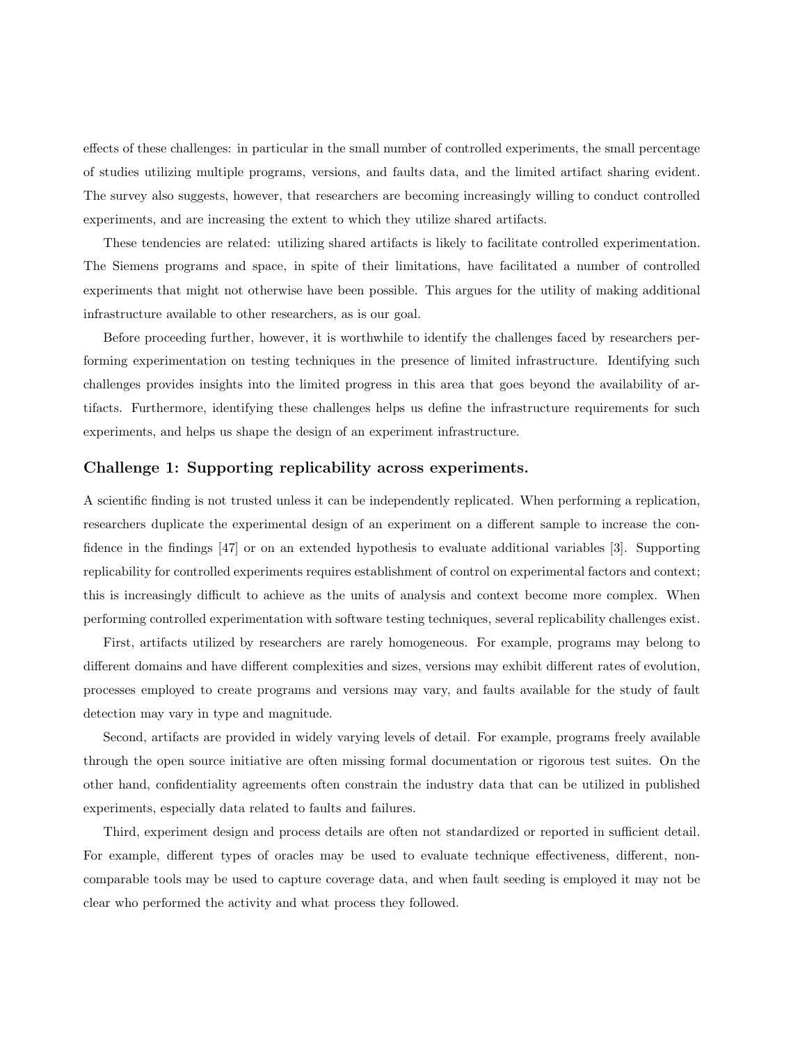effects of these challenges: in particular in the small number of controlled experiments, the small percentage of studies utilizing multiple programs, versions, and faults data, and the limited artifact sharing evident. The survey also suggests, however, that researchers are becoming increasingly willing to conduct controlled experiments, and are increasing the extent to which they utilize shared artifacts.

These tendencies are related: utilizing shared artifacts is likely to facilitate controlled experimentation. The Siemens programs and space, in spite of their limitations, have facilitated a number of controlled experiments that might not otherwise have been possible. This argues for the utility of making additional infrastructure available to other researchers, as is our goal.

Before proceeding further, however, it is worthwhile to identify the challenges faced by researchers performing experimentation on testing techniques in the presence of limited infrastructure. Identifying such challenges provides insights into the limited progress in this area that goes beyond the availability of artifacts. Furthermore, identifying these challenges helps us define the infrastructure requirements for such experiments, and helps us shape the design of an experiment infrastructure.

### Challenge 1: Supporting replicability across experiments.

A scientific finding is not trusted unless it can be independently replicated. When performing a replication, researchers duplicate the experimental design of an experiment on a different sample to increase the confidence in the findings [47] or on an extended hypothesis to evaluate additional variables [3]. Supporting replicability for controlled experiments requires establishment of control on experimental factors and context; this is increasingly difficult to achieve as the units of analysis and context become more complex. When performing controlled experimentation with software testing techniques, several replicability challenges exist.

First, artifacts utilized by researchers are rarely homogeneous. For example, programs may belong to different domains and have different complexities and sizes, versions may exhibit different rates of evolution, processes employed to create programs and versions may vary, and faults available for the study of fault detection may vary in type and magnitude.

Second, artifacts are provided in widely varying levels of detail. For example, programs freely available through the open source initiative are often missing formal documentation or rigorous test suites. On the other hand, confidentiality agreements often constrain the industry data that can be utilized in published experiments, especially data related to faults and failures.

Third, experiment design and process details are often not standardized or reported in sufficient detail. For example, different types of oracles may be used to evaluate technique effectiveness, different, non-comparable tools may be used to capture coverage data, and when fault seeding is employed it may not be clear who performed the activity and what process they followed.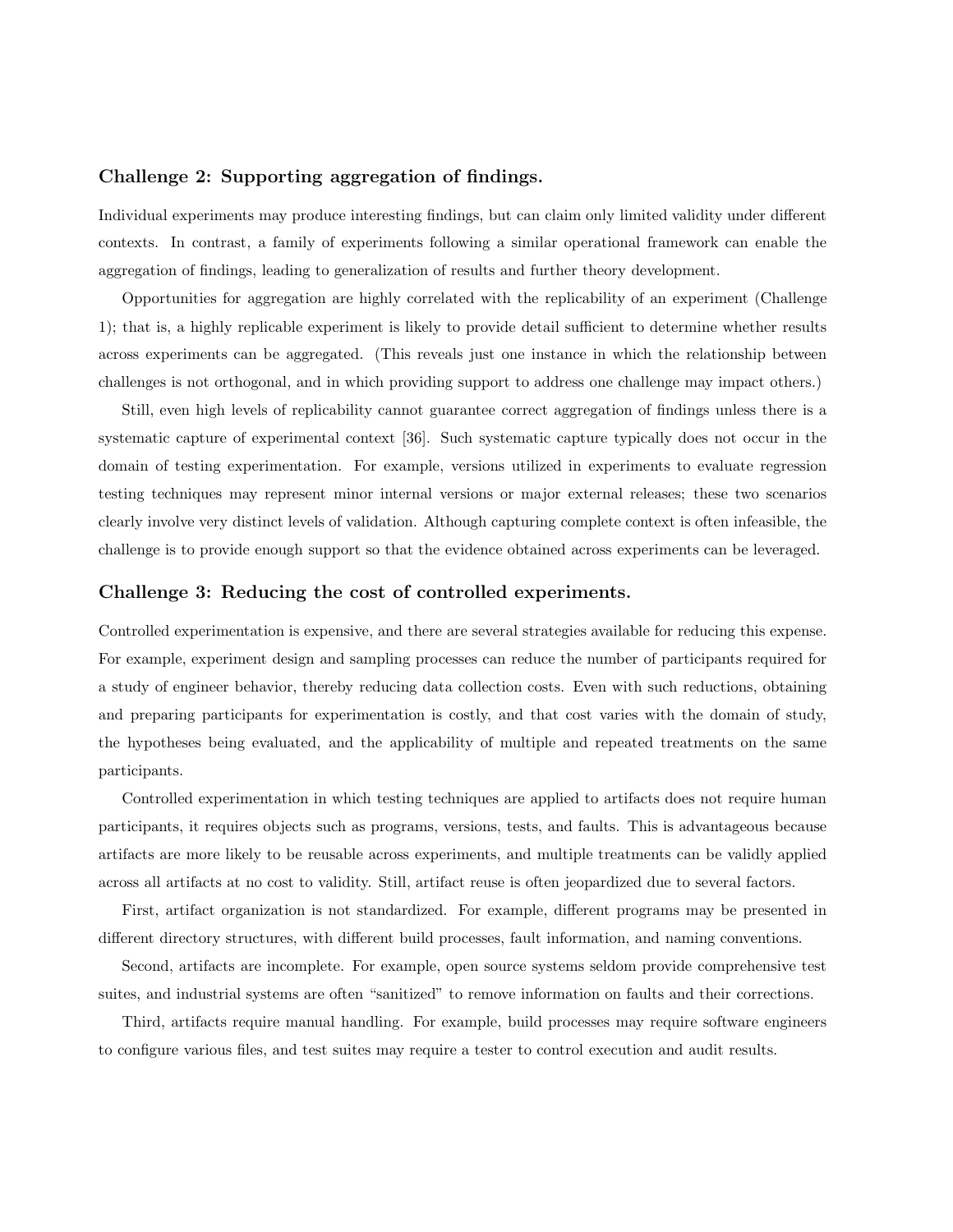### Challenge 2: Supporting aggregation of findings.

Individual experiments may produce interesting findings, but can claim only limited validity under different contexts. In contrast, a family of experiments following a similar operational framework can enable the aggregation of findings, leading to generalization of results and further theory development.

Opportunities for aggregation are highly correlated with the replicability of an experiment (Challenge 1); that is, a highly replicable experiment is likely to provide detail sufficient to determine whether results across experiments can be aggregated. (This reveals just one instance in which the relationship between challenges is not orthogonal, and in which providing support to address one challenge may impact others.)

Still, even high levels of replicability cannot guarantee correct aggregation of findings unless there is a systematic capture of experimental context [36]. Such systematic capture typically does not occur in the domain of testing experimentation. For example, versions utilized in experiments to evaluate regression testing techniques may represent minor internal versions or major external releases; these two scenarios clearly involve very distinct levels of validation. Although capturing complete context is often infeasible, the challenge is to provide enough support so that the evidence obtained across experiments can be leveraged.

### Challenge 3: Reducing the cost of controlled experiments.

Controlled experimentation is expensive, and there are several strategies available for reducing this expense. For example, experiment design and sampling processes can reduce the number of participants required for a study of engineer behavior, thereby reducing data collection costs. Even with such reductions, obtaining and preparing participants for experimentation is costly, and that cost varies with the domain of study, the hypotheses being evaluated, and the applicability of multiple and repeated treatments on the same participants.

Controlled experimentation in which testing techniques are applied to artifacts does not require human participants, it requires objects such as programs, versions, tests, and faults. This is advantageous because artifacts are more likely to be reusable across experiments, and multiple treatments can be validly applied across all artifacts at no cost to validity. Still, artifact reuse is often jeopardized due to several factors.

First, artifact organization is not standardized. For example, different programs may be presented in different directory structures, with different build processes, fault information, and naming conventions.

Second, artifacts are incomplete. For example, open source systems seldom provide comprehensive test suites, and industrial systems are often "sanitized" to remove information on faults and their corrections.

Third, artifacts require manual handling. For example, build processes may require software engineers to configure various files, and test suites may require a tester to control execution and audit results.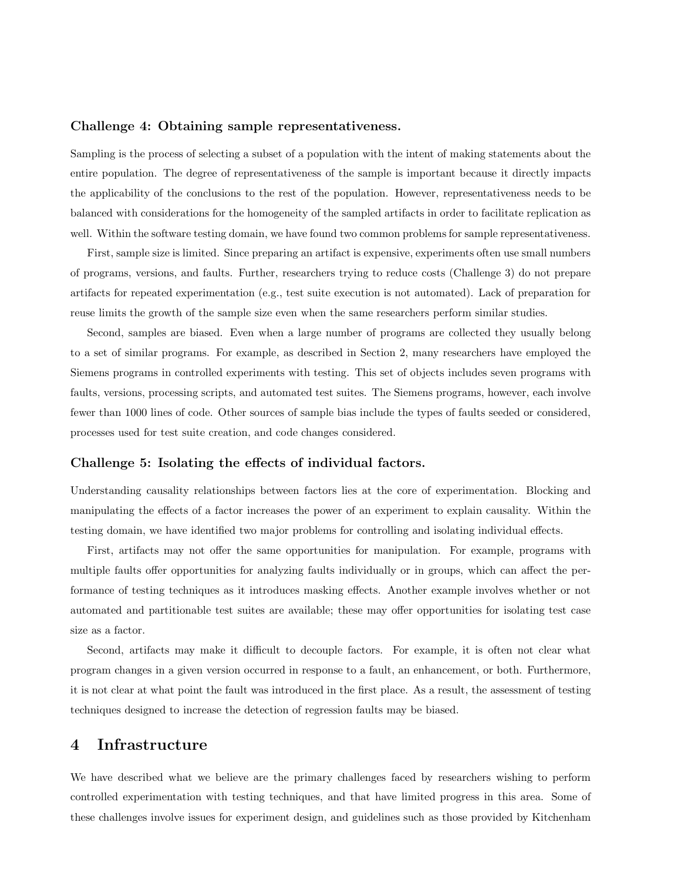**Challenge 4: Obtaining sample representativeness.**

Sampling is the process of selecting a subset of a population with the intent of making statements about the entire population. The degree of representativeness of the sample is important because it directly impacts the applicability of the conclusions to the rest of the population. However, representativeness needs to be balanced with considerations for the homogeneity of the sampled artifacts in order to facilitate replication as well. Within the software testing domain, we have found two common problems for sample representativeness.

First, sample size is limited. Since preparing an artifact is expensive, experiments often use small numbers of programs, versions, and faults. Further, researchers trying to reduce costs (Challenge 3) do not prepare artifacts for repeated experimentation (e.g., test suite execution is not automated). Lack of preparation for reuse limits the growth of the sample size even when the same researchers perform similar studies.

Second, samples are biased. Even when a large number of programs are collected they usually belong to a set of similar programs. For example, as described in Section 2, many researchers have employed the Siemens programs in controlled experiments with testing. This set of objects includes seven programs with faults, versions, processing scripts, and automated test suites. The Siemens programs, however, each involve fewer than 1000 lines of code. Other sources of sample bias include the types of faults seeded or considered, processes used for test suite creation, and code changes considered.

**Challenge 5: Isolating the effects of individual factors.**

Understanding causality relationships between factors lies at the core of experimentation. Blocking and manipulating the effects of a factor increases the power of an experiment to explain causality. Within the testing domain, we have identified two major problems for controlling and isolating individual effects.

First, artifacts may not offer the same opportunities for manipulation. For example, programs with multiple faults offer opportunities for analyzing faults individually or in groups, which can affect the performance of testing techniques as it introduces masking effects. Another example involves whether or not automated and partitionable test suites are available; these may offer opportunities for isolating test case size as a factor.

Second, artifacts may make it difficult to decouple factors. For example, it is often not clear what program changes in a given version occurred in response to a fault, an enhancement, or both. Furthermore, it is not clear at what point the fault was introduced in the first place. As a result, the assessment of testing techniques designed to increase the detection of regression faults may be biased.

## 4 Infrastructure

We have described what we believe are the primary challenges faced by researchers wishing to perform controlled experimentation with testing techniques, and that have limited progress in this area. Some of these challenges involve issues for experiment design, and guidelines such as those provided by Kitchenham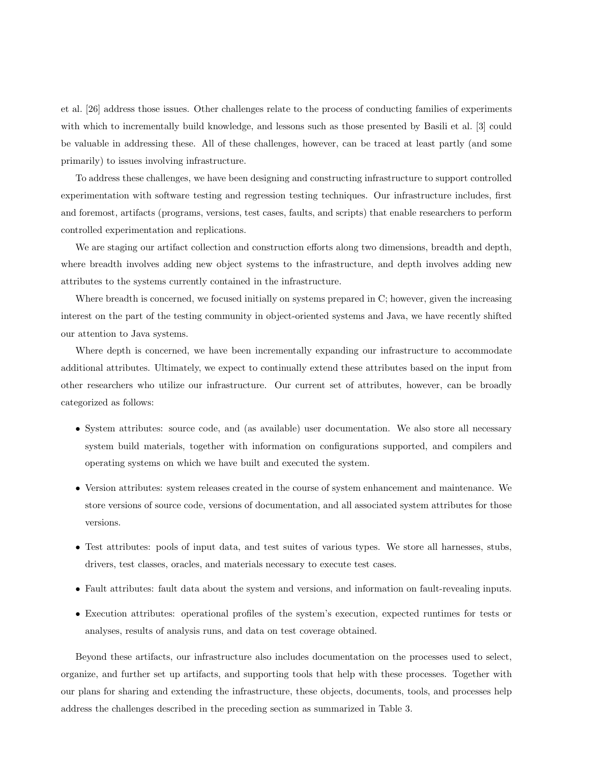et al. [26] address those issues. Other challenges relate to the process of conducting families of experiments with which to incrementally build knowledge, and lessons such as those presented by Basili et al. [3] could be valuable in addressing these. All of these challenges, however, can be traced at least partly (and some primarily) to issues involving infrastructure.

To address these challenges, we have been designing and constructing infrastructure to support controlled experimentation with software testing and regression testing techniques. Our infrastructure includes, first and foremost, artifacts (programs, versions, test cases, faults, and scripts) that enable researchers to perform controlled experimentation and replications.

We are staging our artifact collection and construction efforts along two dimensions, breadth and depth, where breadth involves adding new object systems to the infrastructure, and depth involves adding new attributes to the systems currently contained in the infrastructure.

Where breadth is concerned, we focused initially on systems prepared in C; however, given the increasing interest on the part of the testing community in object-oriented systems and Java, we have recently shifted our attention to Java systems.

Where depth is concerned, we have been incrementally expanding our infrastructure to accommodate additional attributes. Ultimately, we expect to continually extend these attributes based on the input from other researchers who utilize our infrastructure. Our current set of attributes, however, can be broadly categorized as follows:

- System attributes: source code, and (as available) user documentation. We also store all necessary system build materials, together with information on configurations supported, and compilers and operating systems on which we have built and executed the system.
- Version attributes: system releases created in the course of system enhancement and maintenance. We store versions of source code, versions of documentation, and all associated system attributes for those versions.
- Test attributes: pools of input data, and test suites of various types. We store all harnesses, stubs, drivers, test classes, oracles, and materials necessary to execute test cases.
- Fault attributes: fault data about the system and versions, and information on fault-revealing inputs.
- Execution attributes: operational profiles of the system's execution, expected runtimes for tests or analyses, results of analysis runs, and data on test coverage obtained.

Beyond these artifacts, our infrastructure also includes documentation on the processes used to select, organize, and further set up artifacts, and supporting tools that help with these processes. Together with our plans for sharing and extending the infrastructure, these objects, documents, tools, and processes help address the challenges described in the preceding section as summarized in Table 3.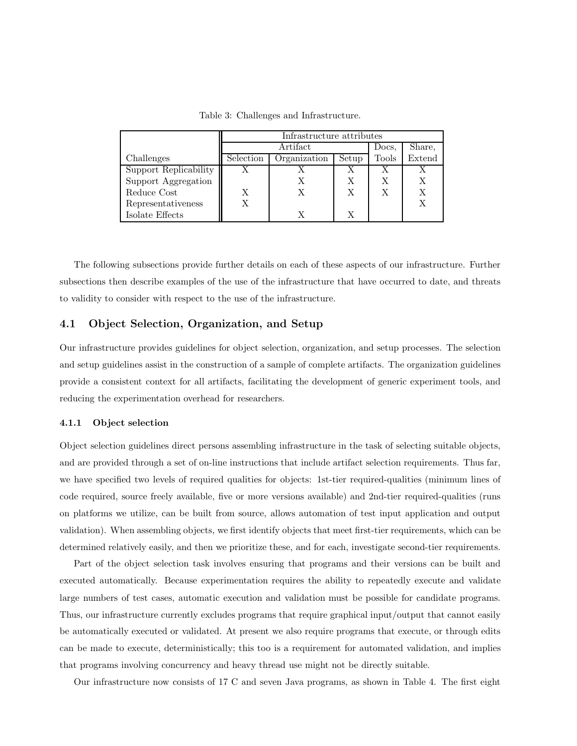Table 3: Challenges and Infrastructure.

| Challenges | Infrastructure attributes | | | | |
|---|---|---|---|---|---|
| | Artifact | | | Docs, | Share, |
| | Selection | Organization | Setup | Tools | Extend |
| Support Replicability | X | X | X | X | X |
| Support Aggregation | | X | X | X | X |
| Reduce Cost | X | X | X | X | X |
| Representativeness | X | | | | X |
| Isolate Effects | | X | X | | |

The following subsections provide further details on each of these aspects of our infrastructure. Further subsections then describe examples of the use of the infrastructure that have occurred to date, and threats to validity to consider with respect to the use of the infrastructure.

## 4.1 Object Selection, Organization, and Setup

Our infrastructure provides guidelines for object selection, organization, and setup processes. The selection and setup guidelines assist in the construction of a sample of complete artifacts. The organization guidelines provide a consistent context for all artifacts, facilitating the development of generic experiment tools, and reducing the experimentation overhead for researchers.

### 4.1.1 Object selection

Object selection guidelines direct persons assembling infrastructure in the task of selecting suitable objects, and are provided through a set of on-line instructions that include artifact selection requirements. Thus far, we have specified two levels of required qualities for objects: 1st-tier required-qualities (minimum lines of code required, source freely available, five or more versions available) and 2nd-tier required-qualities (runs on platforms we utilize, can be built from source, allows automation of test input application and output validation). When assembling objects, we first identify objects that meet first-tier requirements, which can be determined relatively easily, and then we prioritize these, and for each, investigate second-tier requirements.

Part of the object selection task involves ensuring that programs and their versions can be built and executed automatically. Because experimentation requires the ability to repeatedly execute and validate large numbers of test cases, automatic execution and validation must be possible for candidate programs. Thus, our infrastructure currently excludes programs that require graphical input/output that cannot easily be automatically executed or validated. At present we also require programs that execute, or through edits can be made to execute, deterministically; this too is a requirement for automated validation, and implies that programs involving concurrency and heavy thread use might not be directly suitable.

Our infrastructure now consists of 17 C and seven Java programs, as shown in Table 4. The first eight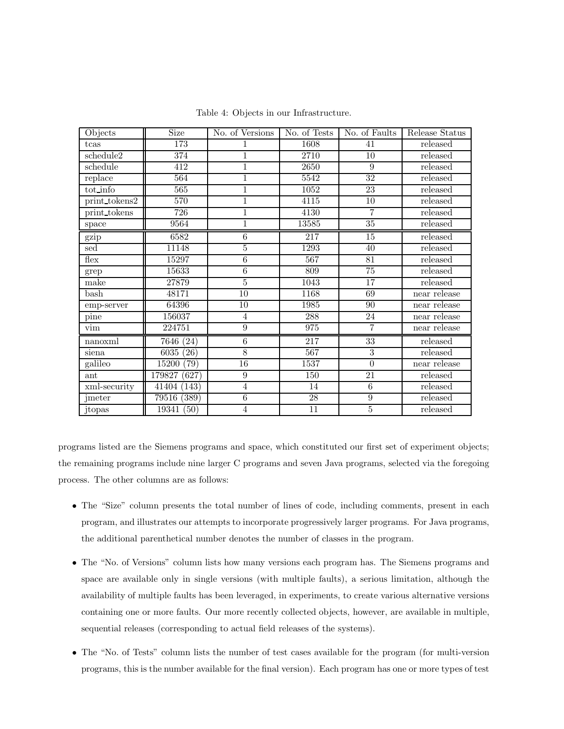Table 4: Objects in our Infrastructure.

| Objects | Size | No. of Versions | No. of Tests | No. of Faults | Release Status |
|---|---|---|---|---|---|
| tcas | 173 | 1 | 1608 | 41 | released |
| schedule2 | 374 | 1 | 2710 | 10 | released |
| schedule | 412 | 1 | 2650 | 9 | released |
| replace | 564 | 1 | 5542 | 32 | released |
| tot_info | 565 | 1 | 1052 | 23 | released |
| print_tokens2 | 570 | 1 | 4115 | 10 | released |
| print_tokens | 726 | 1 | 4130 | 7 | released |
| space | 9564 | 1 | 13585 | 35 | released |
| gzip | 6582 | 6 | 217 | 15 | released |
| sed | 11148 | 5 | 1293 | 40 | released |
| flex | 15297 | 6 | 567 | 81 | released |
| grep | 15633 | 6 | 809 | 75 | released |
| make | 27879 | 5 | 1043 | 17 | released |
| bash | 48171 | 10 | 1168 | 69 | near release |
| emp-server | 64396 | 10 | 1985 | 90 | near release |
| pine | 156037 | 4 | 288 | 24 | near release |
| vim | 224751 | 9 | 975 | 7 | near release |
| nanoxml | 7646 (24) | 6 | 217 | 33 | released |
| siena | 6035 (26) | 8 | 567 | 3 | released |
| galileo | 15200 (79) | 16 | 1537 | 0 | near release |
| ant | 179827 (627) | 9 | 150 | 21 | released |
| xml-security | 41404 (143) | 4 | 14 | 6 | released |
| jmeter | 79516 (389) | 6 | 28 | 9 | released |
| jtopas | 19341 (50) | 4 | 11 | 5 | released |

programs listed are the Siemens programs and space, which constituted our first set of experiment objects; the remaining programs include nine larger C programs and seven Java programs, selected via the foregoing process. The other columns are as follows:

- The "Size" column presents the total number of lines of code, including comments, present in each program, and illustrates our attempts to incorporate progressively larger programs. For Java programs, the additional parenthetical number denotes the number of classes in the program.
- The "No. of Versions" column lists how many versions each program has. The Siemens programs and space are available only in single versions (with multiple faults), a serious limitation, although the availability of multiple faults has been leveraged, in experiments, to create various alternative versions containing one or more faults. Our more recently collected objects, however, are available in multiple, sequential releases (corresponding to actual field releases of the systems).
- The "No. of Tests" column lists the number of test cases available for the program (for multi-version programs, this is the number available for the final version). Each program has one or more types of test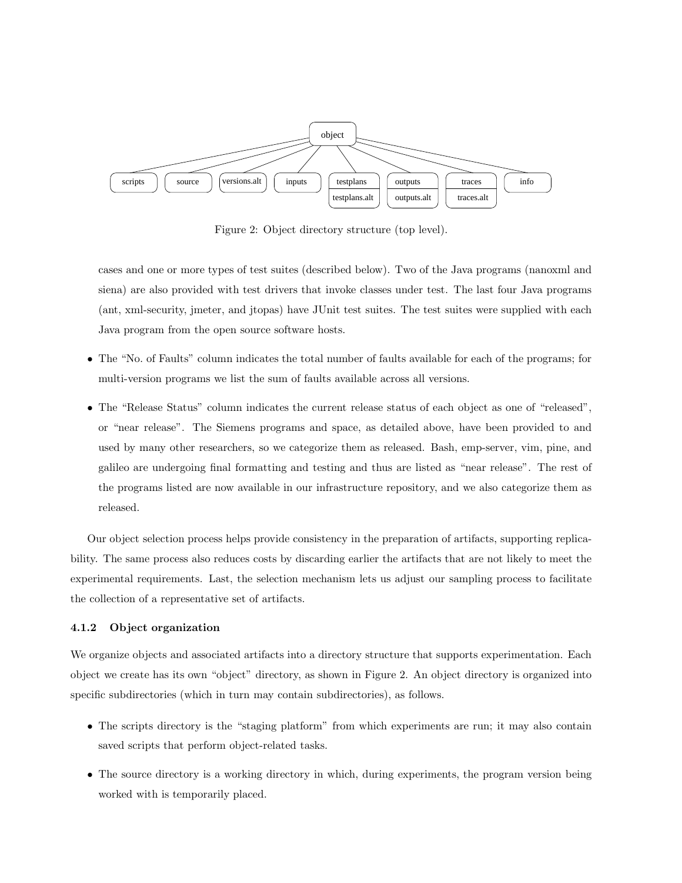Figure 2: Object directory structure (top level).

cases and one or more types of test suites (described below). Two of the Java programs (nanoxml and siena) are also provided with test drivers that invoke classes under test. The last four Java programs (ant, xml-security, jmeter, and jtopas) have JUnit test suites. The test suites were supplied with each Java program from the open source software hosts.

- The "No. of Faults" column indicates the total number of faults available for each of the programs; for multi-version programs we list the sum of faults available across all versions.
- The "Release Status" column indicates the current release status of each object as one of "released", or "near release". The Siemens programs and space, as detailed above, have been provided to and used by many other researchers, so we categorize them as released. Bash, emp-server, vim, pine, and galileo are undergoing final formatting and testing and thus are listed as "near release". The rest of the programs listed are now available in our infrastructure repository, and we also categorize them as released.

Our object selection process helps provide consistency in the preparation of artifacts, supporting replicability. The same process also reduces costs by discarding earlier the artifacts that are not likely to meet the experimental requirements. Last, the selection mechanism lets us adjust our sampling process to facilitate the collection of a representative set of artifacts.

### 4.1.2 Object organization

We organize objects and associated artifacts into a directory structure that supports experimentation. Each object we create has its own "object" directory, as shown in Figure 2. An object directory is organized into specific subdirectories (which in turn may contain subdirectories), as follows.

- The scripts directory is the "staging platform" from which experiments are run; it may also contain saved scripts that perform object-related tasks.
- The source directory is a working directory in which, during experiments, the program version being worked with is temporarily placed.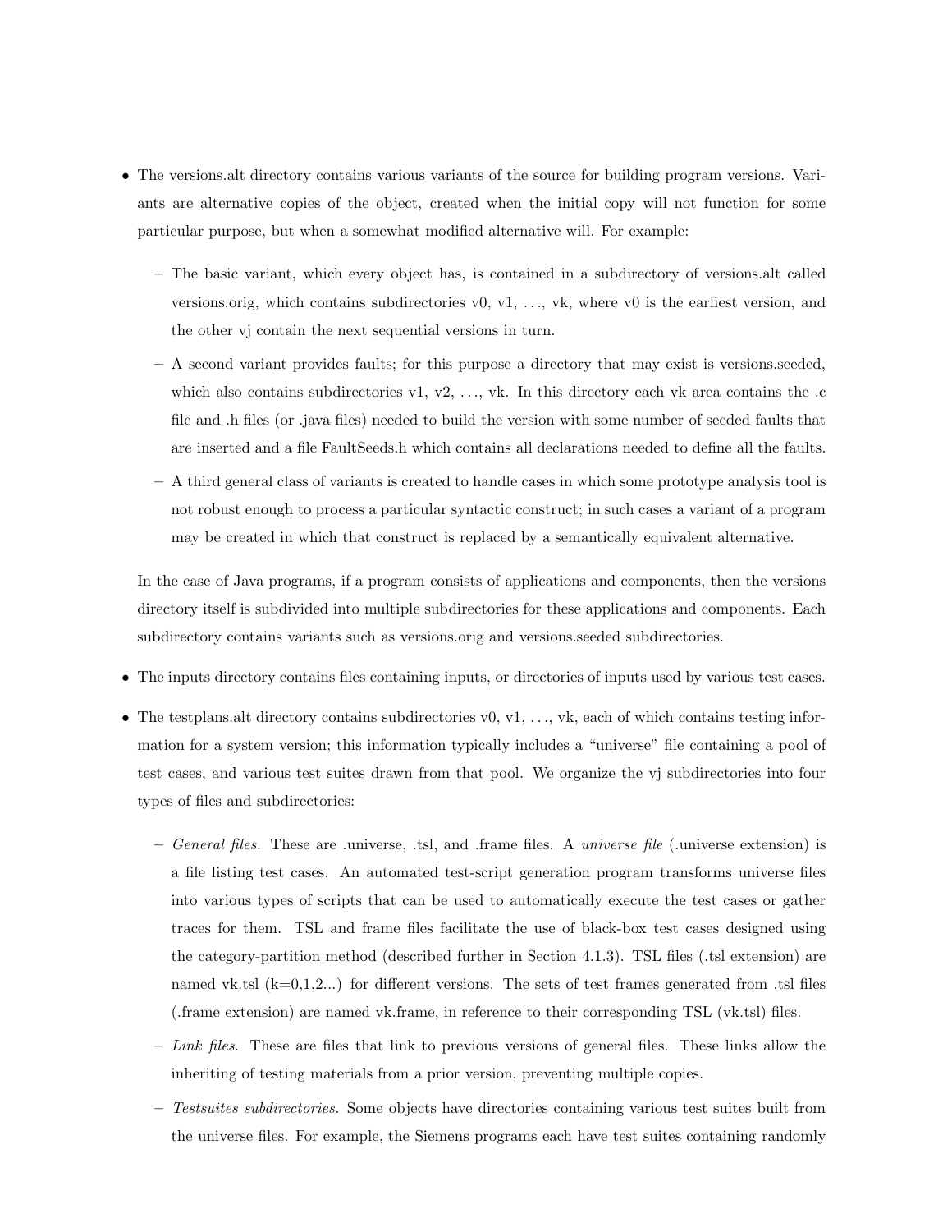- The versions.alt directory contains various variants of the source for building program versions. Variants are alternative copies of the object, created when the initial copy will not function for some particular purpose, but when a somewhat modified alternative will. For example:

  - The basic variant, which every object has, is contained in a subdirectory of versions.alt called versions.orig, which contains subdirectories v0, v1, . . ., vk, where v0 is the earliest version, and the other vj contain the next sequential versions in turn.
  - A second variant provides faults; for this purpose a directory that may exist is versions.seeded, which also contains subdirectories v1, v2, . . ., vk. In this directory each vk area contains the .c file and .h files (or .java files) needed to build the version with some number of seeded faults that are inserted and a file FaultSeeds.h which contains all declarations needed to define all the faults.
  - A third general class of variants is created to handle cases in which some prototype analysis tool is not robust enough to process a particular syntactic construct; in such cases a variant of a program may be created in which that construct is replaced by a semantically equivalent alternative.

  In the case of Java programs, if a program consists of applications and components, then the versions directory itself is subdivided into multiple subdirectories for these applications and components. Each subdirectory contains variants such as versions.orig and versions.seeded subdirectories.

- The inputs directory contains files containing inputs, or directories of inputs used by various test cases.

- The testplans.alt directory contains subdirectories v0, v1, . . ., vk, each of which contains testing information for a system version; this information typically includes a "universe" file containing a pool of test cases, and various test suites drawn from that pool. We organize the vj subdirectories into four types of files and subdirectories:

  - *General files.* These are .universe, .tsl, and .frame files. A *universe file* (.universe extension) is a file listing test cases. An automated test-script generation program transforms universe files into various types of scripts that can be used to automatically execute the test cases or gather traces for them. TSL and frame files facilitate the use of black-box test cases designed using the category-partition method (described further in Section 4.1.3). TSL files (.tsl extension) are named vk.tsl (k=0,1,2...) for different versions. The sets of test frames generated from .tsl files (.frame extension) are named vk.frame, in reference to their corresponding TSL (vk.tsl) files.
  - *Link files.* These are files that link to previous versions of general files. These links allow the inheriting of testing materials from a prior version, preventing multiple copies.
  - *Testsuites subdirectories.* Some objects have directories containing various test suites built from the universe files. For example, the Siemens programs each have test suites containing randomly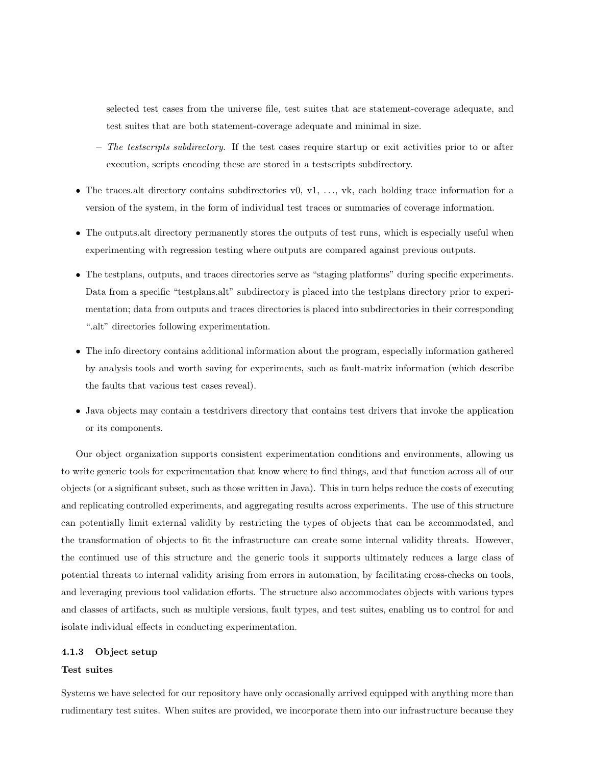selected test cases from the universe file, test suites that are statement-coverage adequate, and test suites that are both statement-coverage adequate and minimal in size.

  - *The testscripts subdirectory.* If the test cases require startup or exit activities prior to or after execution, scripts encoding these are stored in a testscripts subdirectory.

- The traces.alt directory contains subdirectories v0, v1, . . ., vk, each holding trace information for a version of the system, in the form of individual test traces or summaries of coverage information.

- The outputs.alt directory permanently stores the outputs of test runs, which is especially useful when experimenting with regression testing where outputs are compared against previous outputs.

- The testplans, outputs, and traces directories serve as "staging platforms" during specific experiments. Data from a specific "testplans.alt" subdirectory is placed into the testplans directory prior to experimentation; data from outputs and traces directories is placed into subdirectories in their corresponding ".alt" directories following experimentation.

- The info directory contains additional information about the program, especially information gathered by analysis tools and worth saving for experiments, such as fault-matrix information (which describe the faults that various test cases reveal).

- Java objects may contain a testdrivers directory that contains test drivers that invoke the application or its components.

Our object organization supports consistent experimentation conditions and environments, allowing us to write generic tools for experimentation that know where to find things, and that function across all of our objects (or a significant subset, such as those written in Java). This in turn helps reduce the costs of executing and replicating controlled experiments, and aggregating results across experiments. The use of this structure can potentially limit external validity by restricting the types of objects that can be accommodated, and the transformation of objects to fit the infrastructure can create some internal validity threats. However, the continued use of this structure and the generic tools it supports ultimately reduces a large class of potential threats to internal validity arising from errors in automation, by facilitating cross-checks on tools, and leveraging previous tool validation efforts. The structure also accommodates objects with various types and classes of artifacts, such as multiple versions, fault types, and test suites, enabling us to control for and isolate individual effects in conducting experimentation.

#### 4.1.3 Object setup

**Test suites**

Systems we have selected for our repository have only occasionally arrived equipped with anything more than rudimentary test suites. When suites are provided, we incorporate them into our infrastructure because they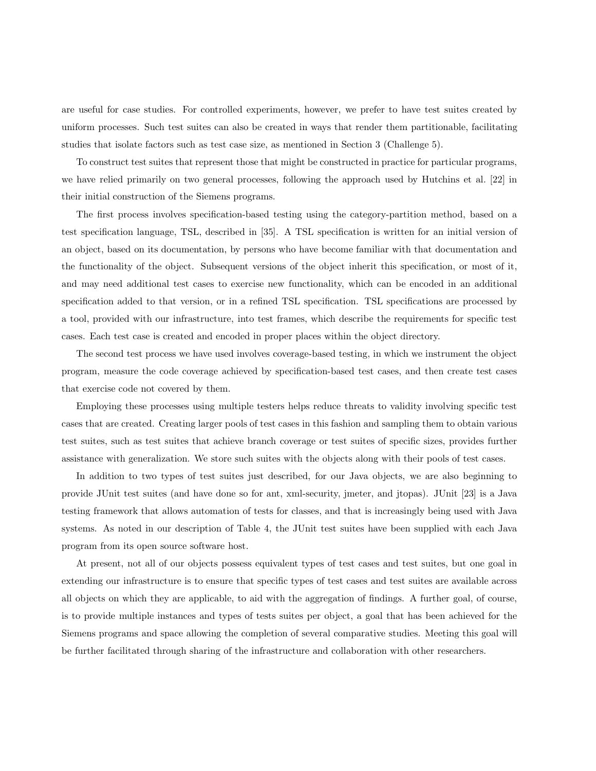are useful for case studies. For controlled experiments, however, we prefer to have test suites created by uniform processes. Such test suites can also be created in ways that render them partitionable, facilitating studies that isolate factors such as test case size, as mentioned in Section 3 (Challenge 5).

To construct test suites that represent those that might be constructed in practice for particular programs, we have relied primarily on two general processes, following the approach used by Hutchins et al. [22] in their initial construction of the Siemens programs.

The first process involves specification-based testing using the category-partition method, based on a test specification language, TSL, described in [35]. A TSL specification is written for an initial version of an object, based on its documentation, by persons who have become familiar with that documentation and the functionality of the object. Subsequent versions of the object inherit this specification, or most of it, and may need additional test cases to exercise new functionality, which can be encoded in an additional specification added to that version, or in a refined TSL specification. TSL specifications are processed by a tool, provided with our infrastructure, into test frames, which describe the requirements for specific test cases. Each test case is created and encoded in proper places within the object directory.

The second test process we have used involves coverage-based testing, in which we instrument the object program, measure the code coverage achieved by specification-based test cases, and then create test cases that exercise code not covered by them.

Employing these processes using multiple testers helps reduce threats to validity involving specific test cases that are created. Creating larger pools of test cases in this fashion and sampling them to obtain various test suites, such as test suites that achieve branch coverage or test suites of specific sizes, provides further assistance with generalization. We store such suites with the objects along with their pools of test cases.

In addition to two types of test suites just described, for our Java objects, we are also beginning to provide JUnit test suites (and have done so for ant, xml-security, jmeter, and jtopas). JUnit [23] is a Java testing framework that allows automation of tests for classes, and that is increasingly being used with Java systems. As noted in our description of Table 4, the JUnit test suites have been supplied with each Java program from its open source software host.

At present, not all of our objects possess equivalent types of test cases and test suites, but one goal in extending our infrastructure is to ensure that specific types of test cases and test suites are available across all objects on which they are applicable, to aid with the aggregation of findings. A further goal, of course, is to provide multiple instances and types of tests suites per object, a goal that has been achieved for the Siemens programs and space allowing the completion of several comparative studies. Meeting this goal will be further facilitated through sharing of the infrastructure and collaboration with other researchers.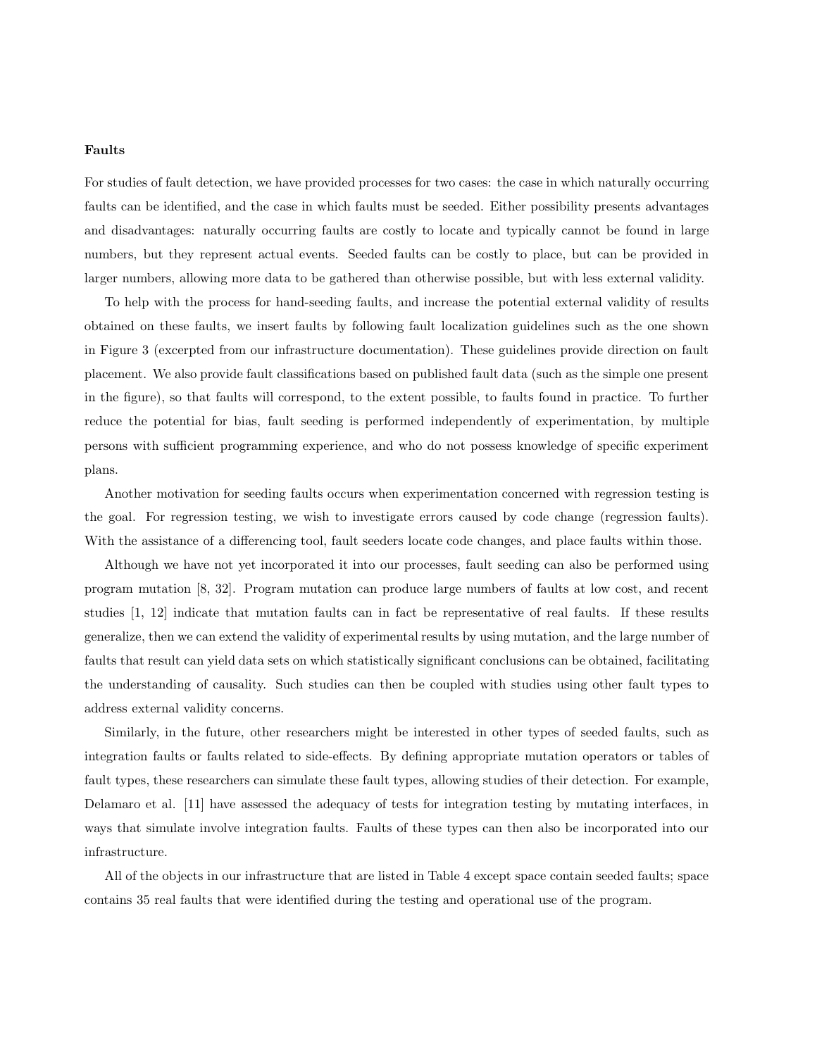**Faults**

For studies of fault detection, we have provided processes for two cases: the case in which naturally occurring faults can be identified, and the case in which faults must be seeded. Either possibility presents advantages and disadvantages: naturally occurring faults are costly to locate and typically cannot be found in large numbers, but they represent actual events. Seeded faults can be costly to place, but can be provided in larger numbers, allowing more data to be gathered than otherwise possible, but with less external validity.

To help with the process for hand-seeding faults, and increase the potential external validity of results obtained on these faults, we insert faults by following fault localization guidelines such as the one shown in Figure 3 (excerpted from our infrastructure documentation). These guidelines provide direction on fault placement. We also provide fault classifications based on published fault data (such as the simple one present in the figure), so that faults will correspond, to the extent possible, to faults found in practice. To further reduce the potential for bias, fault seeding is performed independently of experimentation, by multiple persons with sufficient programming experience, and who do not possess knowledge of specific experiment plans.

Another motivation for seeding faults occurs when experimentation concerned with regression testing is the goal. For regression testing, we wish to investigate errors caused by code change (regression faults). With the assistance of a differencing tool, fault seeders locate code changes, and place faults within those.

Although we have not yet incorporated it into our processes, fault seeding can also be performed using program mutation [8, 32]. Program mutation can produce large numbers of faults at low cost, and recent studies [1, 12] indicate that mutation faults can in fact be representative of real faults. If these results generalize, then we can extend the validity of experimental results by using mutation, and the large number of faults that result can yield data sets on which statistically significant conclusions can be obtained, facilitating the understanding of causality. Such studies can then be coupled with studies using other fault types to address external validity concerns.

Similarly, in the future, other researchers might be interested in other types of seeded faults, such as integration faults or faults related to side-effects. By defining appropriate mutation operators or tables of fault types, these researchers can simulate these fault types, allowing studies of their detection. For example, Delamaro et al. [11] have assessed the adequacy of tests for integration testing by mutating interfaces, in ways that simulate involve integration faults. Faults of these types can then also be incorporated into our infrastructure.

All of the objects in our infrastructure that are listed in Table 4 except space contain seeded faults; space contains 35 real faults that were identified during the testing and operational use of the program.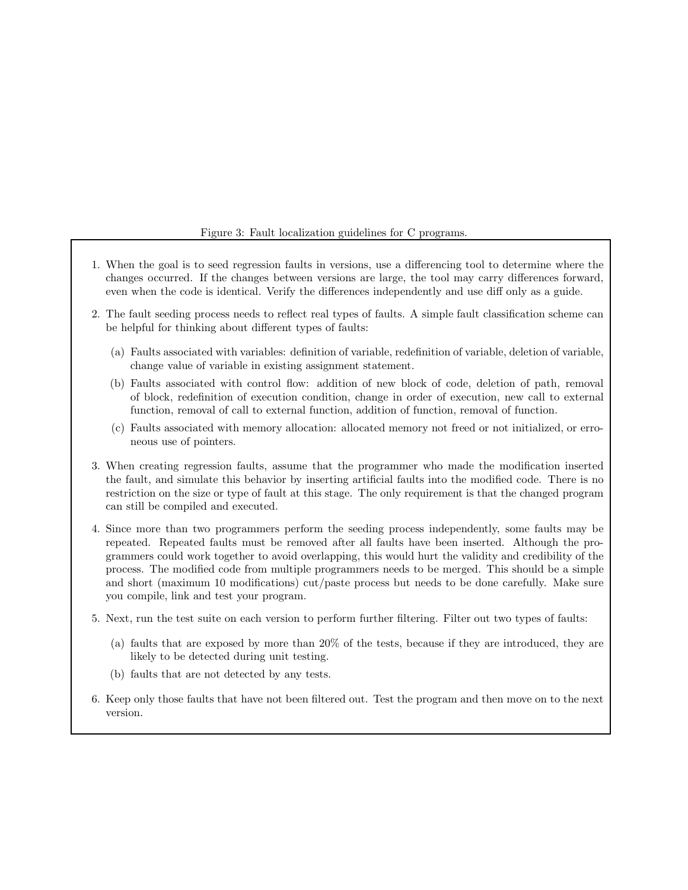Figure 3: Fault localization guidelines for C programs.

1. When the goal is to seed regression faults in versions, use a differencing tool to determine where the changes occurred. If the changes between versions are large, the tool may carry differences forward, even when the code is identical. Verify the differences independently and use diff only as a guide.
2. The fault seeding process needs to reflect real types of faults. A simple fault classification scheme can be helpful for thinking about different types of faults:
   - (a) Faults associated with variables: definition of variable, redefinition of variable, deletion of variable, change value of variable in existing assignment statement.
   - (b) Faults associated with control flow: addition of new block of code, deletion of path, removal of block, redefinition of execution condition, change in order of execution, new call to external function, removal of call to external function, addition of function, removal of function.
   - (c) Faults associated with memory allocation: allocated memory not freed or not initialized, or erroneous use of pointers.
3. When creating regression faults, assume that the programmer who made the modification inserted the fault, and simulate this behavior by inserting artificial faults into the modified code. There is no restriction on the size or type of fault at this stage. The only requirement is that the changed program can still be compiled and executed.
4. Since more than two programmers perform the seeding process independently, some faults may be repeated. Repeated faults must be removed after all faults have been inserted. Although the programmers could work together to avoid overlapping, this would hurt the validity and credibility of the process. The modified code from multiple programmers needs to be merged. This should be a simple and short (maximum 10 modifications) cut/paste process but needs to be done carefully. Make sure you compile, link and test your program.
5. Next, run the test suite on each version to perform further filtering. Filter out two types of faults:
   - (a) faults that are exposed by more than 20% of the tests, because if they are introduced, they are likely to be detected during unit testing.
   - (b) faults that are not detected by any tests.
6. Keep only those faults that have not been filtered out. Test the program and then move on to the next version.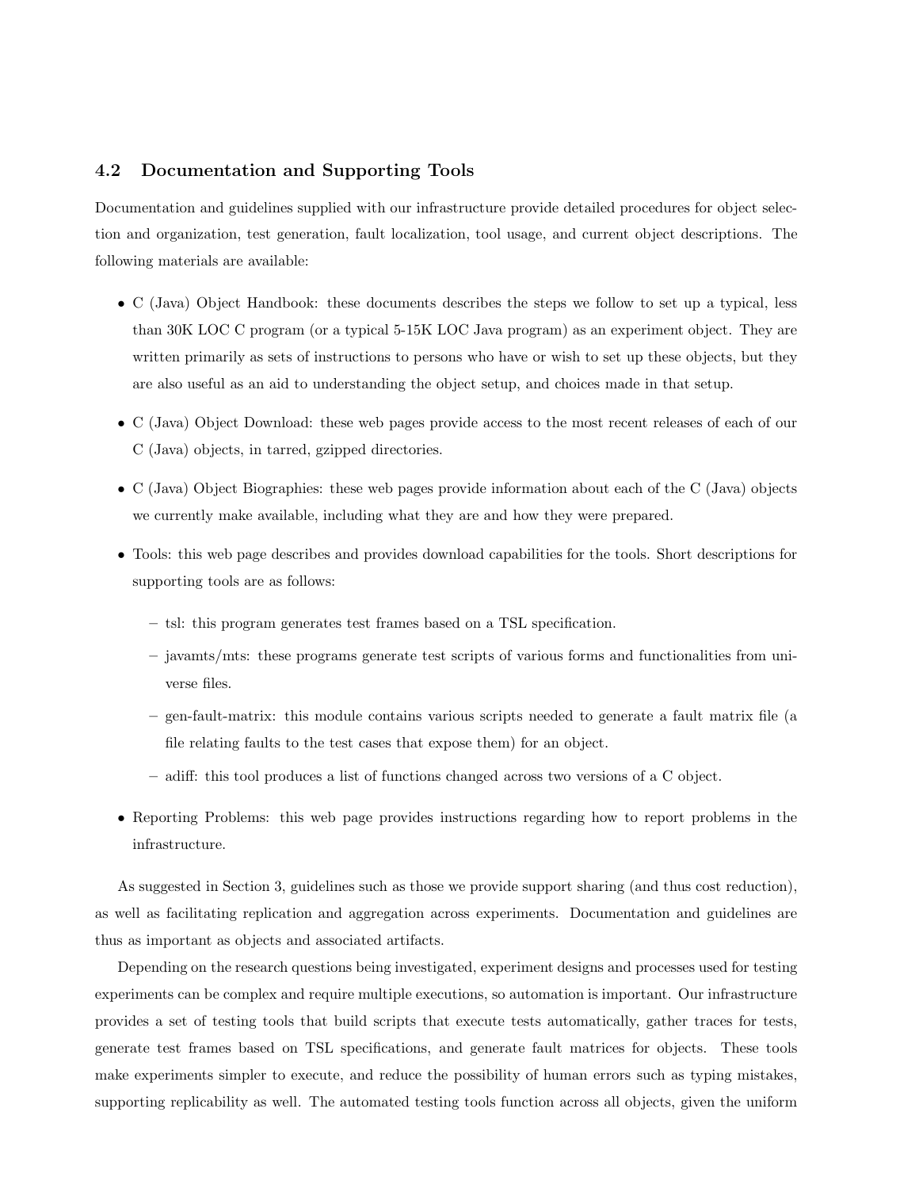### 4.2 Documentation and Supporting Tools

Documentation and guidelines supplied with our infrastructure provide detailed procedures for object selection and organization, test generation, fault localization, tool usage, and current object descriptions. The following materials are available:

- C (Java) Object Handbook: these documents describes the steps we follow to set up a typical, less than 30K LOC C program (or a typical 5-15K LOC Java program) as an experiment object. They are written primarily as sets of instructions to persons who have or wish to set up these objects, but they are also useful as an aid to understanding the object setup, and choices made in that setup.
- C (Java) Object Download: these web pages provide access to the most recent releases of each of our C (Java) objects, in tarred, gzipped directories.
- C (Java) Object Biographies: these web pages provide information about each of the C (Java) objects we currently make available, including what they are and how they were prepared.
- Tools: this web page describes and provides download capabilities for the tools. Short descriptions for supporting tools are as follows:
  - tsl: this program generates test frames based on a TSL specification.
  - javamts/mts: these programs generate test scripts of various forms and functionalities from universe files.
  - gen-fault-matrix: this module contains various scripts needed to generate a fault matrix file (a file relating faults to the test cases that expose them) for an object.
  - adiff: this tool produces a list of functions changed across two versions of a C object.
- Reporting Problems: this web page provides instructions regarding how to report problems in the infrastructure.

As suggested in Section 3, guidelines such as those we provide support sharing (and thus cost reduction), as well as facilitating replication and aggregation across experiments. Documentation and guidelines are thus as important as objects and associated artifacts.

Depending on the research questions being investigated, experiment designs and processes used for testing experiments can be complex and require multiple executions, so automation is important. Our infrastructure provides a set of testing tools that build scripts that execute tests automatically, gather traces for tests, generate test frames based on TSL specifications, and generate fault matrices for objects. These tools make experiments simpler to execute, and reduce the possibility of human errors such as typing mistakes, supporting replicability as well. The automated testing tools function across all objects, given the uniform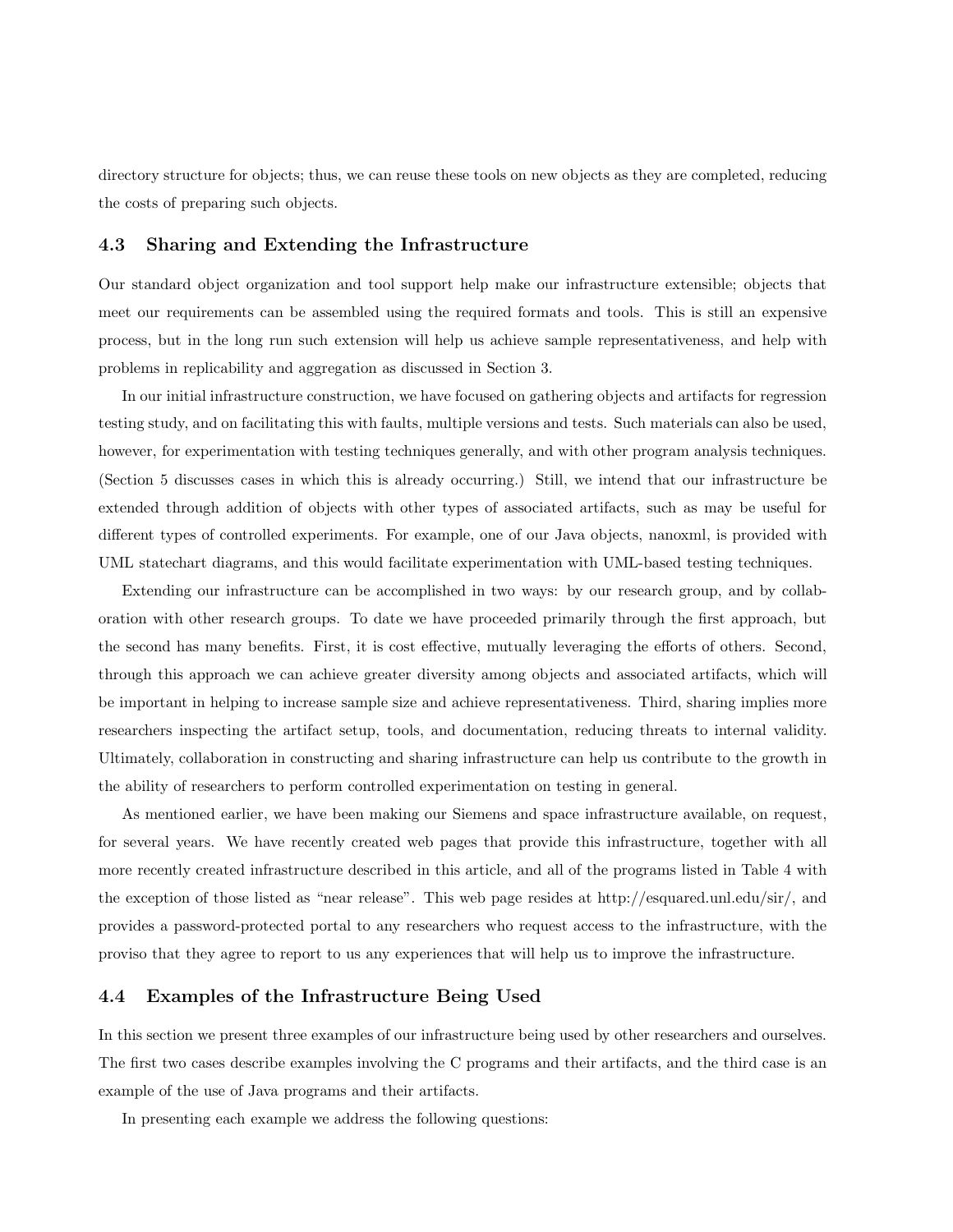directory structure for objects; thus, we can reuse these tools on new objects as they are completed, reducing the costs of preparing such objects.

### 4.3 Sharing and Extending the Infrastructure

Our standard object organization and tool support help make our infrastructure extensible; objects that meet our requirements can be assembled using the required formats and tools. This is still an expensive process, but in the long run such extension will help us achieve sample representativeness, and help with problems in replicability and aggregation as discussed in Section 3.

In our initial infrastructure construction, we have focused on gathering objects and artifacts for regression testing study, and on facilitating this with faults, multiple versions and tests. Such materials can also be used, however, for experimentation with testing techniques generally, and with other program analysis techniques. (Section 5 discusses cases in which this is already occurring.) Still, we intend that our infrastructure be extended through addition of objects with other types of associated artifacts, such as may be useful for different types of controlled experiments. For example, one of our Java objects, nanoxml, is provided with UML statechart diagrams, and this would facilitate experimentation with UML-based testing techniques.

Extending our infrastructure can be accomplished in two ways: by our research group, and by collaboration with other research groups. To date we have proceeded primarily through the first approach, but the second has many benefits. First, it is cost effective, mutually leveraging the efforts of others. Second, through this approach we can achieve greater diversity among objects and associated artifacts, which will be important in helping to increase sample size and achieve representativeness. Third, sharing implies more researchers inspecting the artifact setup, tools, and documentation, reducing threats to internal validity. Ultimately, collaboration in constructing and sharing infrastructure can help us contribute to the growth in the ability of researchers to perform controlled experimentation on testing in general.

As mentioned earlier, we have been making our Siemens and space infrastructure available, on request, for several years. We have recently created web pages that provide this infrastructure, together with all more recently created infrastructure described in this article, and all of the programs listed in Table 4 with the exception of those listed as "near release". This web page resides at http://esquared.unl.edu/sir/, and provides a password-protected portal to any researchers who request access to the infrastructure, with the proviso that they agree to report to us any experiences that will help us to improve the infrastructure.

### 4.4 Examples of the Infrastructure Being Used

In this section we present three examples of our infrastructure being used by other researchers and ourselves. The first two cases describe examples involving the C programs and their artifacts, and the third case is an example of the use of Java programs and their artifacts.

In presenting each example we address the following questions: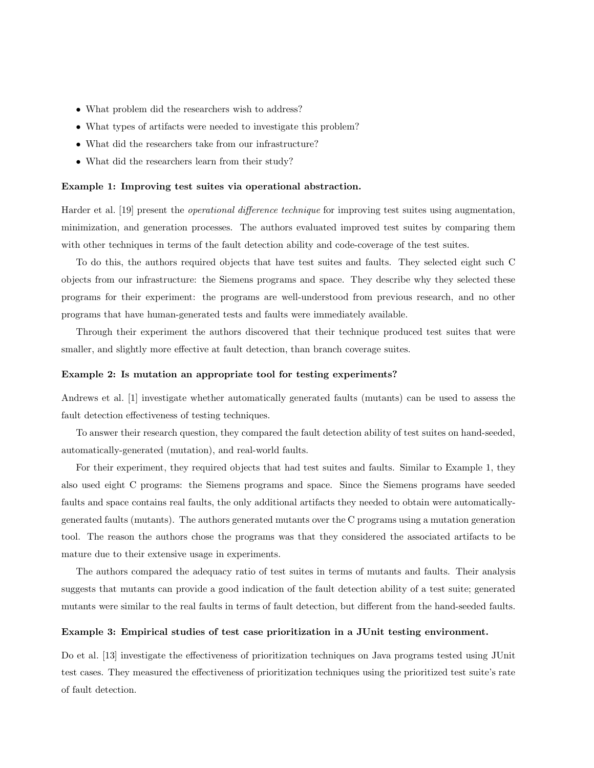- What problem did the researchers wish to address?
- What types of artifacts were needed to investigate this problem?
- What did the researchers take from our infrastructure?
- What did the researchers learn from their study?

**Example 1: Improving test suites via operational abstraction.**

Harder et al. [19] present the *operational difference technique* for improving test suites using augmentation, minimization, and generation processes. The authors evaluated improved test suites by comparing them with other techniques in terms of the fault detection ability and code-coverage of the test suites.

To do this, the authors required objects that have test suites and faults. They selected eight such C objects from our infrastructure: the Siemens programs and space. They describe why they selected these programs for their experiment: the programs are well-understood from previous research, and no other programs that have human-generated tests and faults were immediately available.

Through their experiment the authors discovered that their technique produced test suites that were smaller, and slightly more effective at fault detection, than branch coverage suites.

**Example 2: Is mutation an appropriate tool for testing experiments?**

Andrews et al. [1] investigate whether automatically generated faults (mutants) can be used to assess the fault detection effectiveness of testing techniques.

To answer their research question, they compared the fault detection ability of test suites on hand-seeded, automatically-generated (mutation), and real-world faults.

For their experiment, they required objects that had test suites and faults. Similar to Example 1, they also used eight C programs: the Siemens programs and space. Since the Siemens programs have seeded faults and space contains real faults, the only additional artifacts they needed to obtain were automatically-generated faults (mutants). The authors generated mutants over the C programs using a mutation generation tool. The reason the authors chose the programs was that they considered the associated artifacts to be mature due to their extensive usage in experiments.

The authors compared the adequacy ratio of test suites in terms of mutants and faults. Their analysis suggests that mutants can provide a good indication of the fault detection ability of a test suite; generated mutants were similar to the real faults in terms of fault detection, but different from the hand-seeded faults.

**Example 3: Empirical studies of test case prioritization in a JUnit testing environment.**

Do et al. [13] investigate the effectiveness of prioritization techniques on Java programs tested using JUnit test cases. They measured the effectiveness of prioritization techniques using the prioritized test suite's rate of fault detection.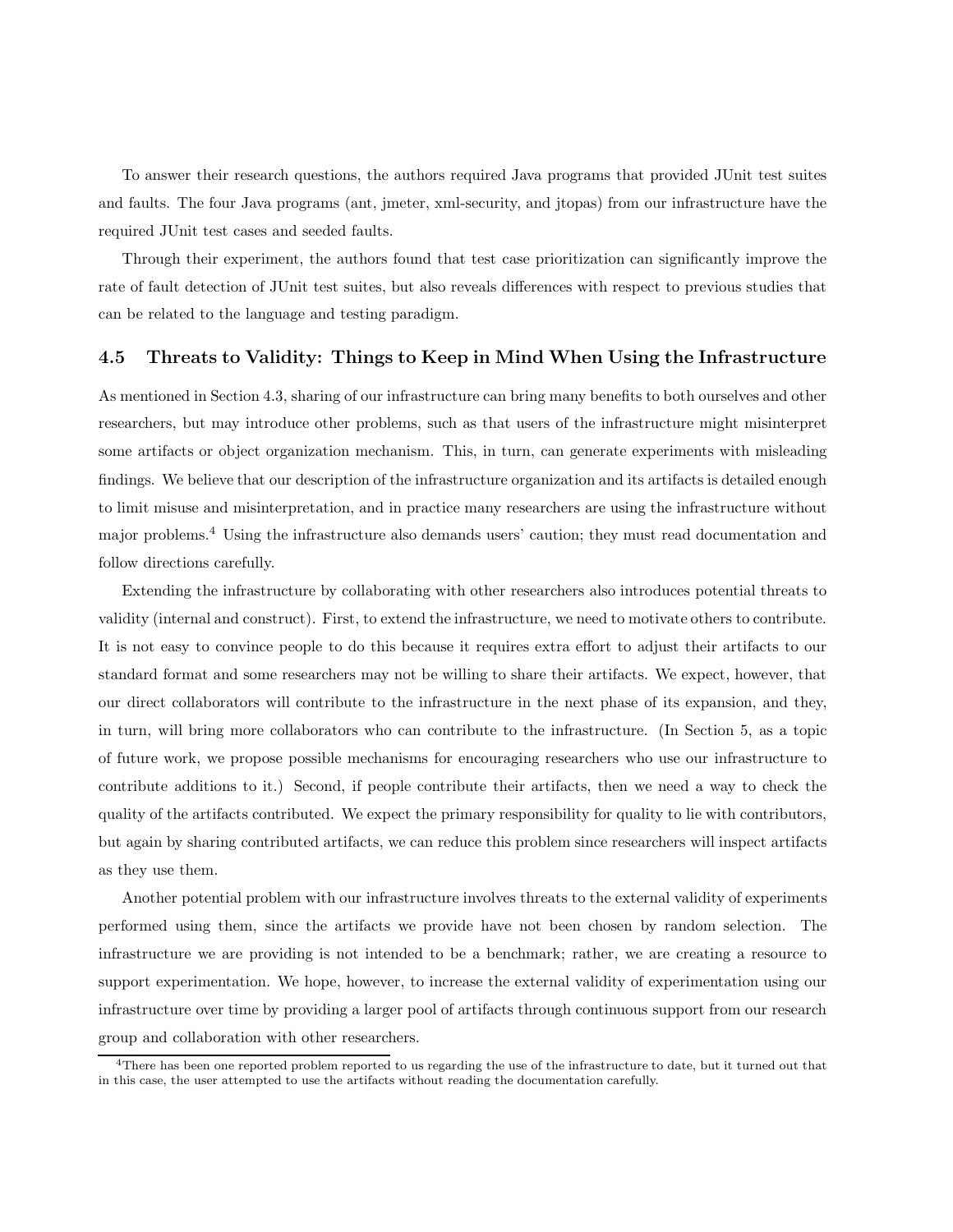To answer their research questions, the authors required Java programs that provided JUnit test suites and faults. The four Java programs (ant, jmeter, xml-security, and jtopas) from our infrastructure have the required JUnit test cases and seeded faults.

Through their experiment, the authors found that test case prioritization can significantly improve the rate of fault detection of JUnit test suites, but also reveals differences with respect to previous studies that can be related to the language and testing paradigm.

### 4.5 Threats to Validity: Things to Keep in Mind When Using the Infrastructure

As mentioned in Section 4.3, sharing of our infrastructure can bring many benefits to both ourselves and other researchers, but may introduce other problems, such as that users of the infrastructure might misinterpret some artifacts or object organization mechanism. This, in turn, can generate experiments with misleading findings. We believe that our description of the infrastructure organization and its artifacts is detailed enough to limit misuse and misinterpretation, and in practice many researchers are using the infrastructure without major problems.[4] Using the infrastructure also demands users' caution; they must read documentation and follow directions carefully.

Extending the infrastructure by collaborating with other researchers also introduces potential threats to validity (internal and construct). First, to extend the infrastructure, we need to motivate others to contribute. It is not easy to convince people to do this because it requires extra effort to adjust their artifacts to our standard format and some researchers may not be willing to share their artifacts. We expect, however, that our direct collaborators will contribute to the infrastructure in the next phase of its expansion, and they, in turn, will bring more collaborators who can contribute to the infrastructure. (In Section 5, as a topic of future work, we propose possible mechanisms for encouraging researchers who use our infrastructure to contribute additions to it.) Second, if people contribute their artifacts, then we need a way to check the quality of the artifacts contributed. We expect the primary responsibility for quality to lie with contributors, but again by sharing contributed artifacts, we can reduce this problem since researchers will inspect artifacts as they use them.

Another potential problem with our infrastructure involves threats to the external validity of experiments performed using them, since the artifacts we provide have not been chosen by random selection. The infrastructure we are providing is not intended to be a benchmark; rather, we are creating a resource to support experimentation. We hope, however, to increase the external validity of experimentation using our infrastructure over time by providing a larger pool of artifacts through continuous support from our research group and collaboration with other researchers.

[4] There has been one reported problem reported to us regarding the use of the infrastructure to date, but it turned out that in this case, the user attempted to use the artifacts without reading the documentation carefully.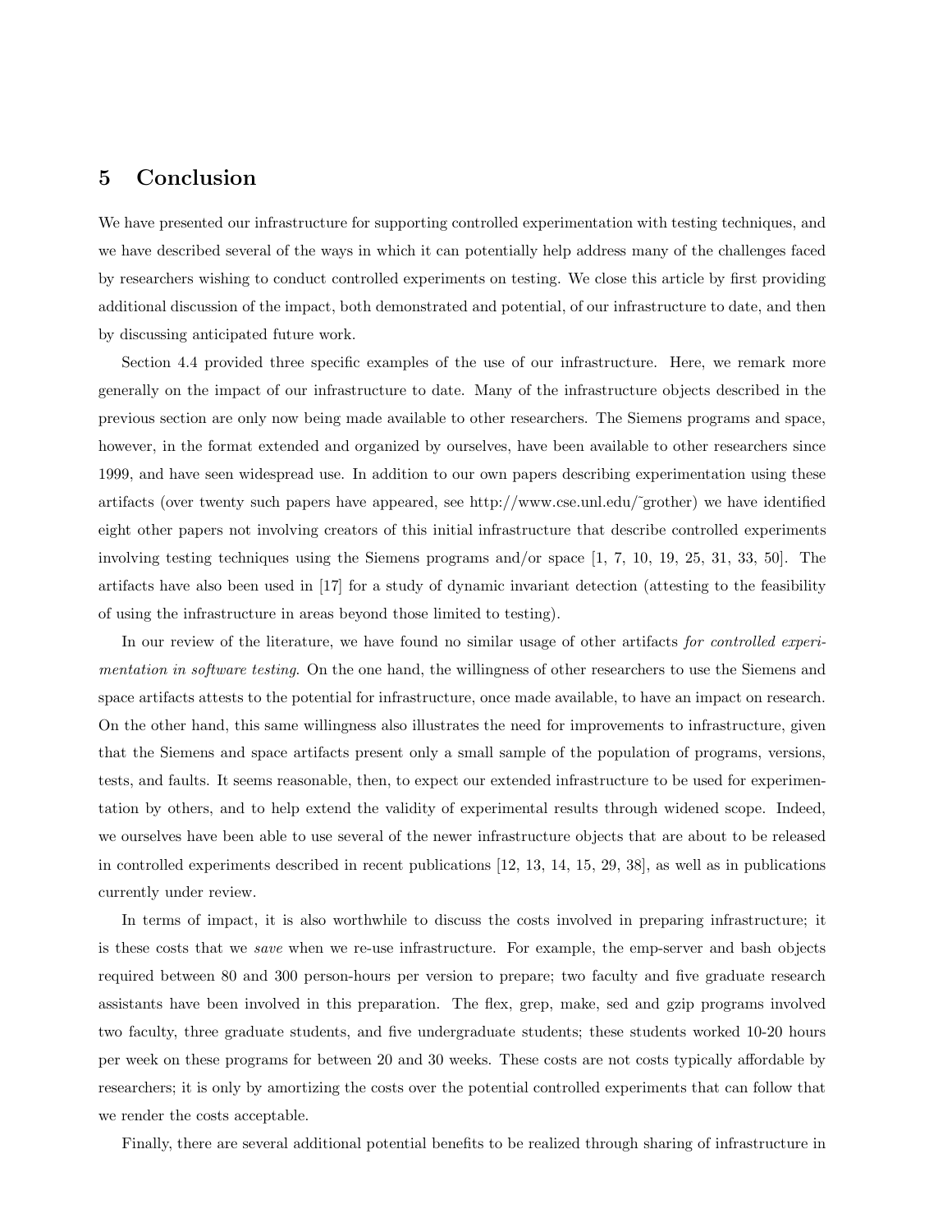## 5 Conclusion

We have presented our infrastructure for supporting controlled experimentation with testing techniques, and we have described several of the ways in which it can potentially help address many of the challenges faced by researchers wishing to conduct controlled experiments on testing. We close this article by first providing additional discussion of the impact, both demonstrated and potential, of our infrastructure to date, and then by discussing anticipated future work.

Section 4.4 provided three specific examples of the use of our infrastructure. Here, we remark more generally on the impact of our infrastructure to date. Many of the infrastructure objects described in the previous section are only now being made available to other researchers. The Siemens programs and space, however, in the format extended and organized by ourselves, have been available to other researchers since 1999, and have seen widespread use. In addition to our own papers describing experimentation using these artifacts (over twenty such papers have appeared, see http://www.cse.unl.edu/˜grother) we have identified eight other papers not involving creators of this initial infrastructure that describe controlled experiments involving testing techniques using the Siemens programs and/or space [1, 7, 10, 19, 25, 31, 33, 50]. The artifacts have also been used in [17] for a study of dynamic invariant detection (attesting to the feasibility of using the infrastructure in areas beyond those limited to testing).

In our review of the literature, we have found no similar usage of other artifacts *for controlled experimentation in software testing*. On the one hand, the willingness of other researchers to use the Siemens and space artifacts attests to the potential for infrastructure, once made available, to have an impact on research. On the other hand, this same willingness also illustrates the need for improvements to infrastructure, given that the Siemens and space artifacts present only a small sample of the population of programs, versions, tests, and faults. It seems reasonable, then, to expect our extended infrastructure to be used for experimentation by others, and to help extend the validity of experimental results through widened scope. Indeed, we ourselves have been able to use several of the newer infrastructure objects that are about to be released in controlled experiments described in recent publications [12, 13, 14, 15, 29, 38], as well as in publications currently under review.

In terms of impact, it is also worthwhile to discuss the costs involved in preparing infrastructure; it is these costs that we *save* when we re-use infrastructure. For example, the emp-server and bash objects required between 80 and 300 person-hours per version to prepare; two faculty and five graduate research assistants have been involved in this preparation. The flex, grep, make, sed and gzip programs involved two faculty, three graduate students, and five undergraduate students; these students worked 10-20 hours per week on these programs for between 20 and 30 weeks. These costs are not costs typically affordable by researchers; it is only by amortizing the costs over the potential controlled experiments that can follow that we render the costs acceptable.

Finally, there are several additional potential benefits to be realized through sharing of infrastructure in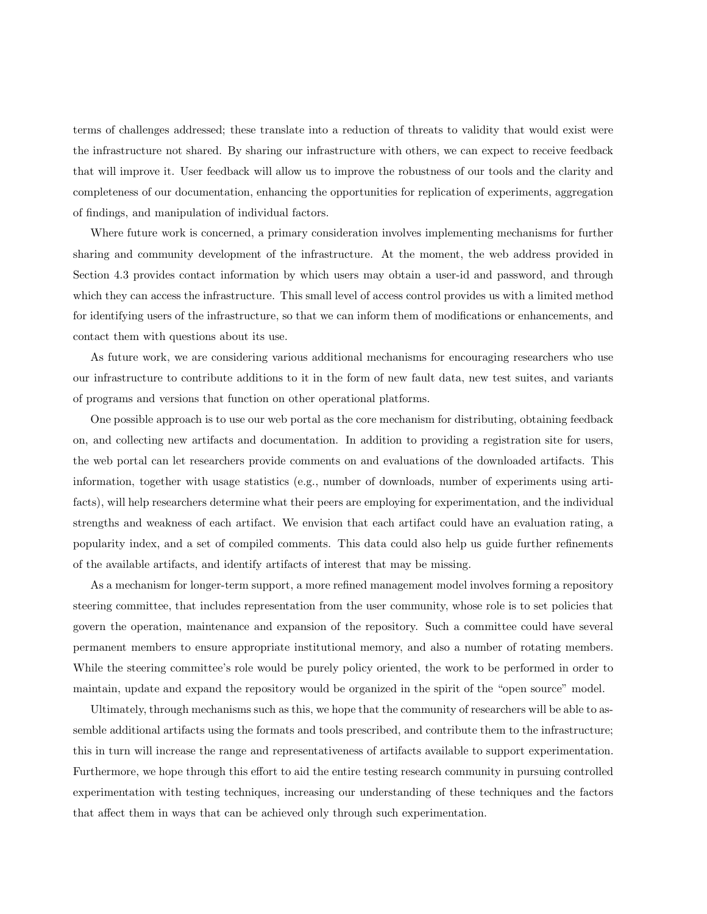terms of challenges addressed; these translate into a reduction of threats to validity that would exist were the infrastructure not shared. By sharing our infrastructure with others, we can expect to receive feedback that will improve it. User feedback will allow us to improve the robustness of our tools and the clarity and completeness of our documentation, enhancing the opportunities for replication of experiments, aggregation of findings, and manipulation of individual factors.

Where future work is concerned, a primary consideration involves implementing mechanisms for further sharing and community development of the infrastructure. At the moment, the web address provided in Section 4.3 provides contact information by which users may obtain a user-id and password, and through which they can access the infrastructure. This small level of access control provides us with a limited method for identifying users of the infrastructure, so that we can inform them of modifications or enhancements, and contact them with questions about its use.

As future work, we are considering various additional mechanisms for encouraging researchers who use our infrastructure to contribute additions to it in the form of new fault data, new test suites, and variants of programs and versions that function on other operational platforms.

One possible approach is to use our web portal as the core mechanism for distributing, obtaining feedback on, and collecting new artifacts and documentation. In addition to providing a registration site for users, the web portal can let researchers provide comments on and evaluations of the downloaded artifacts. This information, together with usage statistics (e.g., number of downloads, number of experiments using artifacts), will help researchers determine what their peers are employing for experimentation, and the individual strengths and weakness of each artifact. We envision that each artifact could have an evaluation rating, a popularity index, and a set of compiled comments. This data could also help us guide further refinements of the available artifacts, and identify artifacts of interest that may be missing.

As a mechanism for longer-term support, a more refined management model involves forming a repository steering committee, that includes representation from the user community, whose role is to set policies that govern the operation, maintenance and expansion of the repository. Such a committee could have several permanent members to ensure appropriate institutional memory, and also a number of rotating members. While the steering committee's role would be purely policy oriented, the work to be performed in order to maintain, update and expand the repository would be organized in the spirit of the "open source" model.

Ultimately, through mechanisms such as this, we hope that the community of researchers will be able to assemble additional artifacts using the formats and tools prescribed, and contribute them to the infrastructure; this in turn will increase the range and representativeness of artifacts available to support experimentation. Furthermore, we hope through this effort to aid the entire testing research community in pursuing controlled experimentation with testing techniques, increasing our understanding of these techniques and the factors that affect them in ways that can be achieved only through such experimentation.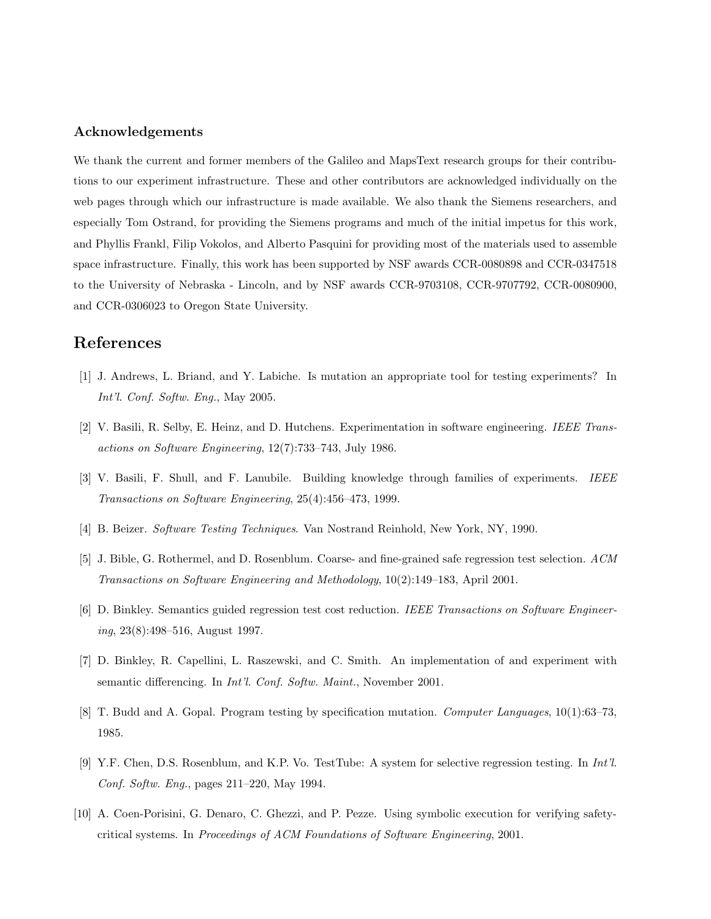### Acknowledgements

We thank the current and former members of the Galileo and MapsText research groups for their contributions to our experiment infrastructure. These and other contributors are acknowledged individually on the web pages through which our infrastructure is made available. We also thank the Siemens researchers, and especially Tom Ostrand, for providing the Siemens programs and much of the initial impetus for this work, and Phyllis Frankl, Filip Vokolos, and Alberto Pasquini for providing most of the materials used to assemble space infrastructure. Finally, this work has been supported by NSF awards CCR-0080898 and CCR-0347518 to the University of Nebraska - Lincoln, and by NSF awards CCR-9703108, CCR-9707792, CCR-0080900, and CCR-0306023 to Oregon State University.

## References

[1] J. Andrews, L. Briand, and Y. Labiche. Is mutation an appropriate tool for testing experiments? In *Int'l. Conf. Softw. Eng.*, May 2005.

[2] V. Basili, R. Selby, E. Heinz, and D. Hutchens. Experimentation in software engineering. *IEEE Transactions on Software Engineering*, 12(7):733–743, July 1986.

[3] V. Basili, F. Shull, and F. Lanubile. Building knowledge through families of experiments. *IEEE Transactions on Software Engineering*, 25(4):456–473, 1999.

[4] B. Beizer. *Software Testing Techniques*. Van Nostrand Reinhold, New York, NY, 1990.

[5] J. Bible, G. Rothermel, and D. Rosenblum. Coarse- and fine-grained safe regression test selection. *ACM Transactions on Software Engineering and Methodology*, 10(2):149–183, April 2001.

[6] D. Binkley. Semantics guided regression test cost reduction. *IEEE Transactions on Software Engineering*, 23(8):498–516, August 1997.

[7] D. Binkley, R. Capellini, L. Raszewski, and C. Smith. An implementation of and experiment with semantic differencing. In *Int'l. Conf. Softw. Maint.*, November 2001.

[8] T. Budd and A. Gopal. Program testing by specification mutation. *Computer Languages*, 10(1):63–73, 1985.

[9] Y.F. Chen, D.S. Rosenblum, and K.P. Vo. TestTube: A system for selective regression testing. In *Int'l. Conf. Softw. Eng.*, pages 211–220, May 1994.

[10] A. Coen-Porisini, G. Denaro, C. Ghezzi, and P. Pezze. Using symbolic execution for verifying safety-critical systems. In *Proceedings of ACM Foundations of Software Engineering*, 2001.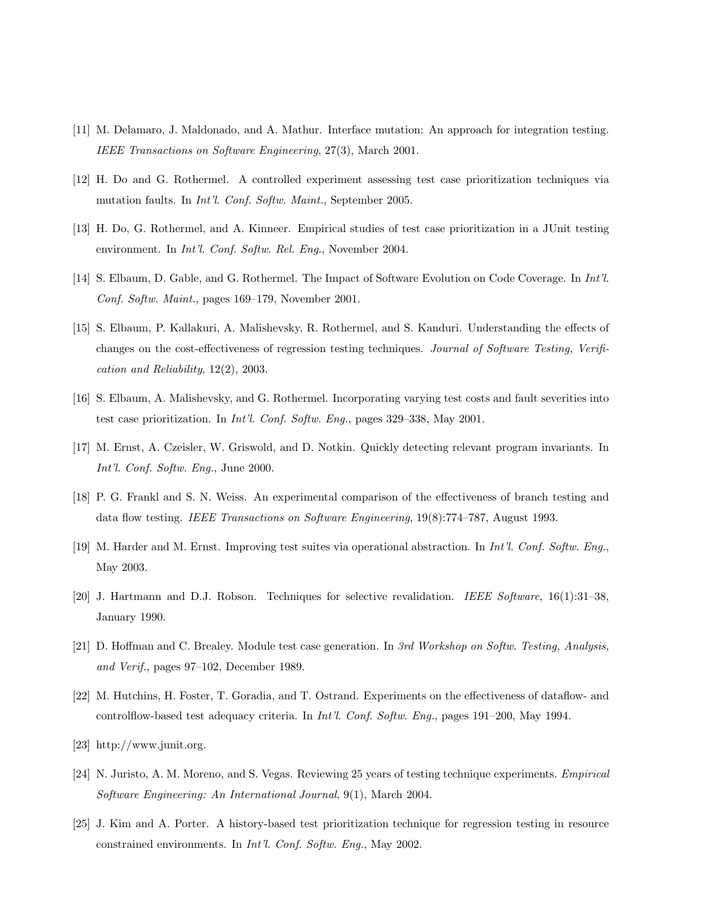[11] M. Delamaro, J. Maldonado, and A. Mathur. Interface mutation: An approach for integration testing. *IEEE Transactions on Software Engineering*, 27(3), March 2001.

[12] H. Do and G. Rothermel. A controlled experiment assessing test case prioritization techniques via mutation faults. In *Int'l. Conf. Softw. Maint.*, September 2005.

[13] H. Do, G. Rothermel, and A. Kinneer. Empirical studies of test case prioritization in a JUnit testing environment. In *Int'l. Conf. Softw. Rel. Eng.*, November 2004.

[14] S. Elbaum, D. Gable, and G. Rothermel. The Impact of Software Evolution on Code Coverage. In *Int'l. Conf. Softw. Maint.*, pages 169–179, November 2001.

[15] S. Elbaum, P. Kallakuri, A. Malishevsky, R. Rothermel, and S. Kanduri. Understanding the effects of changes on the cost-effectiveness of regression testing techniques. *Journal of Software Testing, Verification and Reliability*, 12(2), 2003.

[16] S. Elbaum, A. Malishevsky, and G. Rothermel. Incorporating varying test costs and fault severities into test case prioritization. In *Int'l. Conf. Softw. Eng.*, pages 329–338, May 2001.

[17] M. Ernst, A. Czeisler, W. Griswold, and D. Notkin. Quickly detecting relevant program invariants. In *Int'l. Conf. Softw. Eng.*, June 2000.

[18] P. G. Frankl and S. N. Weiss. An experimental comparison of the effectiveness of branch testing and data flow testing. *IEEE Transactions on Software Engineering*, 19(8):774–787, August 1993.

[19] M. Harder and M. Ernst. Improving test suites via operational abstraction. In *Int'l. Conf. Softw. Eng.*, May 2003.

[20] J. Hartmann and D.J. Robson. Techniques for selective revalidation. *IEEE Software*, 16(1):31–38, January 1990.

[21] D. Hoffman and C. Brealey. Module test case generation. In *3rd Workshop on Softw. Testing, Analysis, and Verif.*, pages 97–102, December 1989.

[22] M. Hutchins, H. Foster, T. Goradia, and T. Ostrand. Experiments on the effectiveness of dataflow- and controlflow-based test adequacy criteria. In *Int'l. Conf. Softw. Eng.*, pages 191–200, May 1994.

[23] http://www.junit.org.

[24] N. Juristo, A. M. Moreno, and S. Vegas. Reviewing 25 years of testing technique experiments. *Empirical Software Engineering: An International Journal*, 9(1), March 2004.

[25] J. Kim and A. Porter. A history-based test prioritization technique for regression testing in resource constrained environments. In *Int'l. Conf. Softw. Eng.*, May 2002.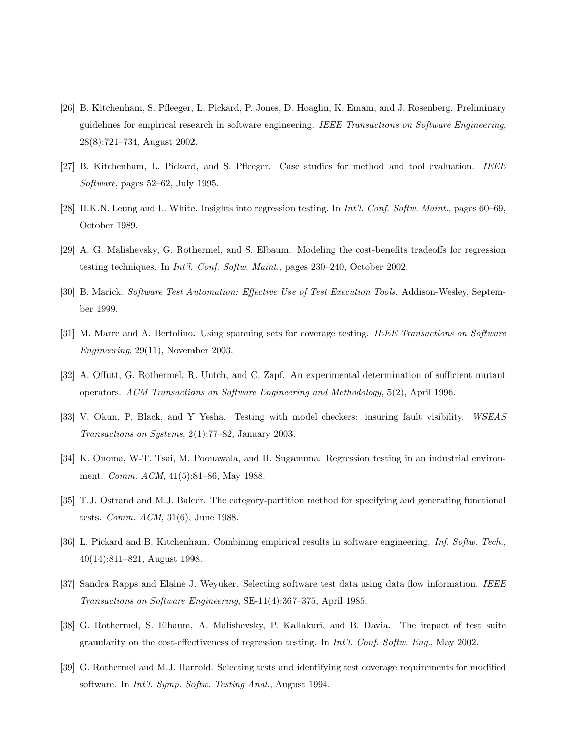[26] B. Kitchenham, S. Pfleeger, L. Pickard, P. Jones, D. Hoaglin, K. Emam, and J. Rosenberg. Preliminary guidelines for empirical research in software engineering. *IEEE Transactions on Software Engineering*, 28(8):721–734, August 2002.

[27] B. Kitchenham, L. Pickard, and S. Pfleeger. Case studies for method and tool evaluation. *IEEE Software*, pages 52–62, July 1995.

[28] H.K.N. Leung and L. White. Insights into regression testing. In *Int'l. Conf. Softw. Maint.*, pages 60–69, October 1989.

[29] A. G. Malishevsky, G. Rothermel, and S. Elbaum. Modeling the cost-benefits tradeoffs for regression testing techniques. In *Int'l. Conf. Softw. Maint.*, pages 230–240, October 2002.

[30] B. Marick. *Software Test Automation: Effective Use of Test Execution Tools*. Addison-Wesley, September 1999.

[31] M. Marre and A. Bertolino. Using spanning sets for coverage testing. *IEEE Transactions on Software Engineering*, 29(11), November 2003.

[32] A. Offutt, G. Rothermel, R. Untch, and C. Zapf. An experimental determination of sufficient mutant operators. *ACM Transactions on Software Engineering and Methodology*, 5(2), April 1996.

[33] V. Okun, P. Black, and Y Yesha. Testing with model checkers: insuring fault visibility. *WSEAS Transactions on Systems*, 2(1):77–82, January 2003.

[34] K. Onoma, W-T. Tsai, M. Poonawala, and H. Suganuma. Regression testing in an industrial environment. *Comm. ACM*, 41(5):81–86, May 1988.

[35] T.J. Ostrand and M.J. Balcer. The category-partition method for specifying and generating functional tests. *Comm. ACM*, 31(6), June 1988.

[36] L. Pickard and B. Kitchenham. Combining empirical results in software engineering. *Inf. Softw. Tech.*, 40(14):811–821, August 1998.

[37] Sandra Rapps and Elaine J. Weyuker. Selecting software test data using data flow information. *IEEE Transactions on Software Engineering*, SE-11(4):367–375, April 1985.

[38] G. Rothermel, S. Elbaum, A. Malishevsky, P. Kallakuri, and B. Davia. The impact of test suite granularity on the cost-effectiveness of regression testing. In *Int'l. Conf. Softw. Eng.*, May 2002.

[39] G. Rothermel and M.J. Harrold. Selecting tests and identifying test coverage requirements for modified software. In *Int'l. Symp. Softw. Testing Anal.*, August 1994.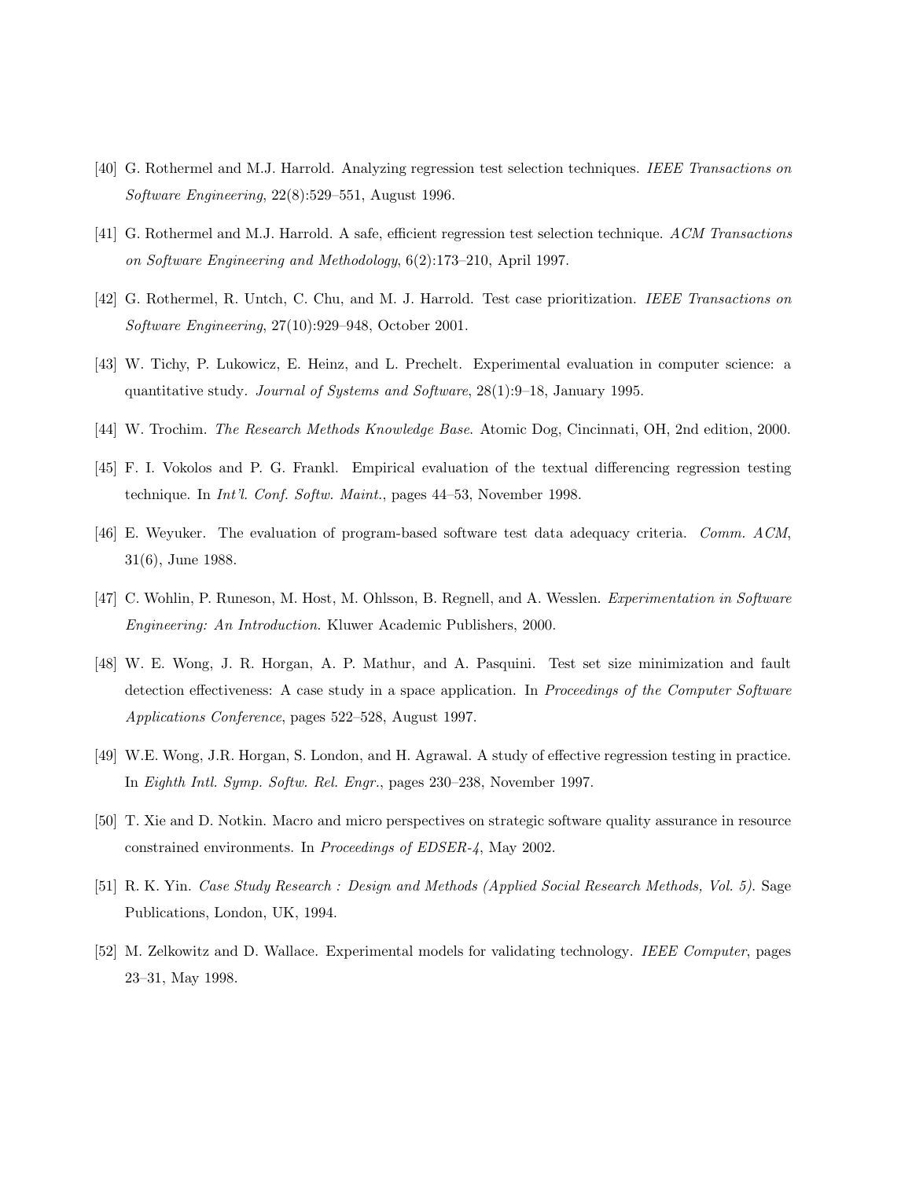[40] G. Rothermel and M.J. Harrold. Analyzing regression test selection techniques. *IEEE Transactions on Software Engineering*, 22(8):529–551, August 1996.

[41] G. Rothermel and M.J. Harrold. A safe, efficient regression test selection technique. *ACM Transactions on Software Engineering and Methodology*, 6(2):173–210, April 1997.

[42] G. Rothermel, R. Untch, C. Chu, and M. J. Harrold. Test case prioritization. *IEEE Transactions on Software Engineering*, 27(10):929–948, October 2001.

[43] W. Tichy, P. Lukowicz, E. Heinz, and L. Prechelt. Experimental evaluation in computer science: a quantitative study. *Journal of Systems and Software*, 28(1):9–18, January 1995.

[44] W. Trochim. *The Research Methods Knowledge Base*. Atomic Dog, Cincinnati, OH, 2nd edition, 2000.

[45] F. I. Vokolos and P. G. Frankl. Empirical evaluation of the textual differencing regression testing technique. In *Int'l. Conf. Softw. Maint.*, pages 44–53, November 1998.

[46] E. Weyuker. The evaluation of program-based software test data adequacy criteria. *Comm. ACM*, 31(6), June 1988.

[47] C. Wohlin, P. Runeson, M. Host, M. Ohlsson, B. Regnell, and A. Wesslen. *Experimentation in Software Engineering: An Introduction*. Kluwer Academic Publishers, 2000.

[48] W. E. Wong, J. R. Horgan, A. P. Mathur, and A. Pasquini. Test set size minimization and fault detection effectiveness: A case study in a space application. In *Proceedings of the Computer Software Applications Conference*, pages 522–528, August 1997.

[49] W.E. Wong, J.R. Horgan, S. London, and H. Agrawal. A study of effective regression testing in practice. In *Eighth Intl. Symp. Softw. Rel. Engr.*, pages 230–238, November 1997.

[50] T. Xie and D. Notkin. Macro and micro perspectives on strategic software quality assurance in resource constrained environments. In *Proceedings of EDSER-4*, May 2002.

[51] R. K. Yin. *Case Study Research : Design and Methods (Applied Social Research Methods, Vol. 5)*. Sage Publications, London, UK, 1994.

[52] M. Zelkowitz and D. Wallace. Experimental models for validating technology. *IEEE Computer*, pages 23–31, May 1998.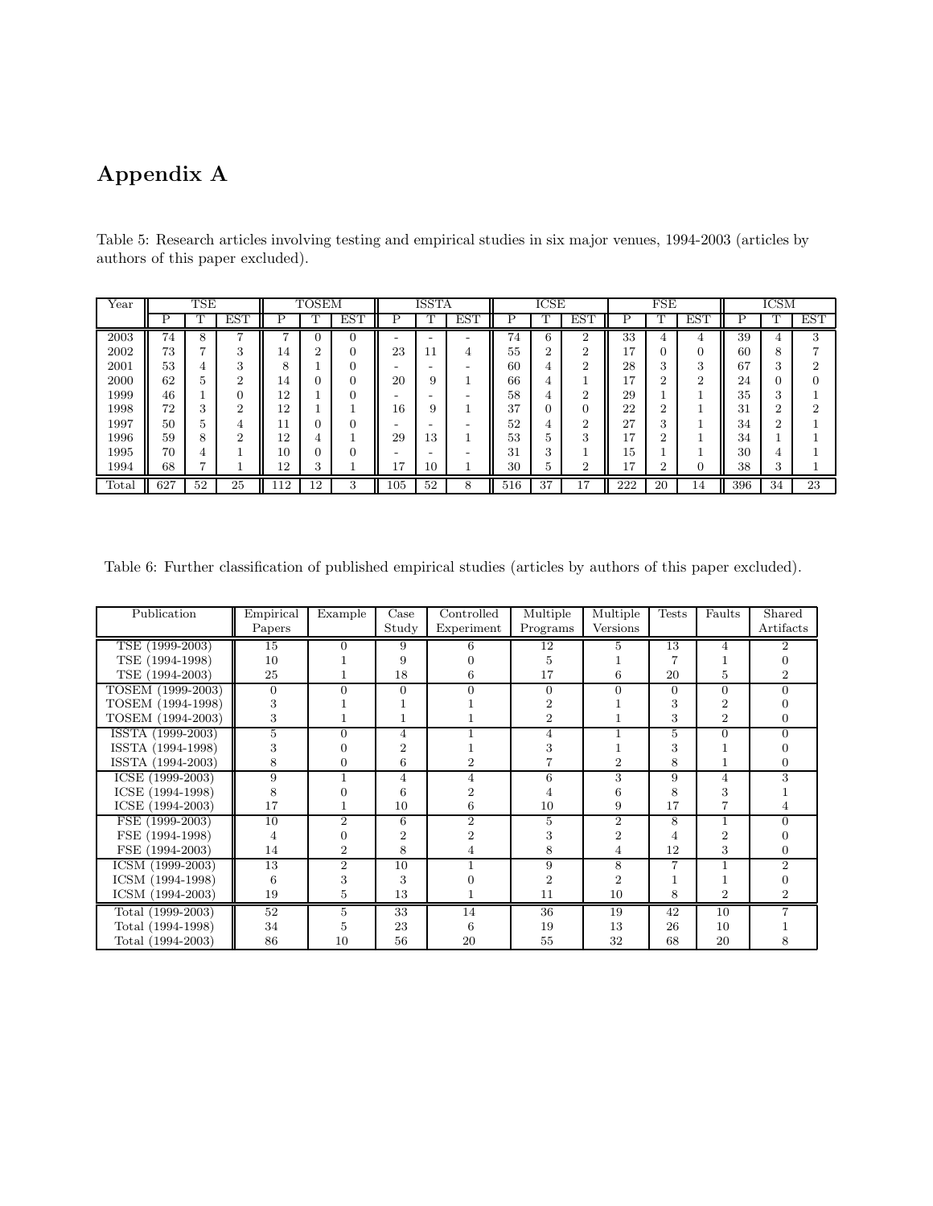# Appendix A

Table 5: Research articles involving testing and empirical studies in six major venues, 1994-2003 (articles by authors of this paper excluded).

| Year | TSE | | | TOSEM | | | ISSTA | | | ICSE | | | FSE | | | ICSM | | |
|---|---|---|---|---|---|---|---|---|---|---|---|---|---|---|---|---|---|---|
| | P | T | EST | P | T | EST | P | T | EST | P | T | EST | P | T | EST | P | T | EST |
| 2003 | 74 | 8 | 7 | 7 | 0 | 0 | - | - | - | 74 | 6 | 2 | 33 | 4 | 4 | 39 | 4 | 3 |
| 2002 | 73 | 7 | 3 | 14 | 2 | 0 | 23 | 11 | 4 | 55 | 2 | 2 | 17 | 0 | 0 | 60 | 8 | 7 |
| 2001 | 53 | 4 | 3 | 8 | 1 | 0 | - | - | - | 60 | 4 | 2 | 28 | 3 | 3 | 67 | 3 | 2 |
| 2000 | 62 | 5 | 2 | 14 | 0 | 0 | 20 | 9 | 1 | 66 | 4 | 1 | 17 | 2 | 2 | 24 | 0 | 0 |
| 1999 | 46 | 1 | 0 | 12 | 1 | 0 | - | - | - | 58 | 4 | 2 | 29 | 1 | 1 | 35 | 3 | 1 |
| 1998 | 72 | 3 | 2 | 12 | 1 | 1 | 16 | 9 | 1 | 37 | 0 | 0 | 22 | 2 | 1 | 31 | 2 | 2 |
| 1997 | 50 | 5 | 4 | 11 | 0 | 0 | - | - | - | 52 | 4 | 2 | 27 | 3 | 1 | 34 | 2 | 1 |
| 1996 | 59 | 8 | 2 | 12 | 4 | 1 | 29 | 13 | 1 | 53 | 5 | 3 | 17 | 2 | 1 | 34 | 1 | 1 |
| 1995 | 70 | 4 | 1 | 10 | 0 | 0 | - | - | - | 31 | 3 | 1 | 15 | 1 | 1 | 30 | 4 | 1 |
| 1994 | 68 | 7 | 1 | 12 | 3 | 1 | 17 | 10 | 1 | 30 | 5 | 2 | 17 | 2 | 0 | 38 | 3 | 1 |
| Total | 627 | 52 | 25 | 112 | 12 | 3 | 105 | 52 | 8 | 516 | 37 | 17 | 222 | 20 | 14 | 396 | 34 | 23 |

Table 6: Further classification of published empirical studies (articles by authors of this paper excluded).

| Publication | Empirical Papers | Example | Case Study | Controlled Experiment | Multiple Programs | Multiple Versions | Tests | Faults | Shared Artifacts |
|---|---|---|---|---|---|---|---|---|---|
| TSE (1999-2003) | 15 | 0 | 9 | 6 | 12 | 5 | 13 | 4 | 2 |
| TSE (1994-1998) | 10 | 1 | 9 | 0 | 5 | 1 | 7 | 1 | 0 |
| TSE (1994-2003) | 25 | 1 | 18 | 6 | 17 | 6 | 20 | 5 | 2 |
| TOSEM (1999-2003) | 0 | 0 | 0 | 0 | 0 | 0 | 0 | 0 | 0 |
| TOSEM (1994-1998) | 3 | 1 | 1 | 1 | 2 | 1 | 3 | 2 | 0 |
| TOSEM (1994-2003) | 3 | 1 | 1 | 1 | 2 | 1 | 3 | 2 | 0 |
| ISSTA (1999-2003) | 5 | 0 | 4 | 1 | 4 | 1 | 5 | 0 | 0 |
| ISSTA (1994-1998) | 3 | 0 | 2 | 1 | 3 | 1 | 3 | 1 | 0 |
| ISSTA (1994-2003) | 8 | 0 | 6 | 2 | 7 | 2 | 8 | 1 | 0 |
| ICSE (1999-2003) | 9 | 1 | 4 | 4 | 6 | 3 | 9 | 4 | 3 |
| ICSE (1994-1998) | 8 | 0 | 6 | 2 | 4 | 6 | 8 | 3 | 1 |
| ICSE (1994-2003) | 17 | 1 | 10 | 6 | 10 | 9 | 17 | 7 | 4 |
| FSE (1999-2003) | 10 | 2 | 6 | 2 | 5 | 2 | 8 | 1 | 0 |
| FSE (1994-1998) | 4 | 0 | 2 | 2 | 3 | 2 | 4 | 2 | 0 |
| FSE (1994-2003) | 14 | 2 | 8 | 4 | 8 | 4 | 12 | 3 | 0 |
| ICSM (1999-2003) | 13 | 2 | 10 | 1 | 9 | 8 | 7 | 1 | 2 |
| ICSM (1994-1998) | 6 | 3 | 3 | 0 | 2 | 2 | 1 | 1 | 0 |
| ICSM (1994-2003) | 19 | 5 | 13 | 1 | 11 | 10 | 8 | 2 | 2 |
| Total (1999-2003) | 52 | 5 | 33 | 14 | 36 | 19 | 42 | 10 | 7 |
| Total (1994-1998) | 34 | 5 | 23 | 6 | 19 | 13 | 26 | 10 | 1 |
| Total (1994-2003) | 86 | 10 | 56 | 20 | 55 | 32 | 68 | 20 | 8 |